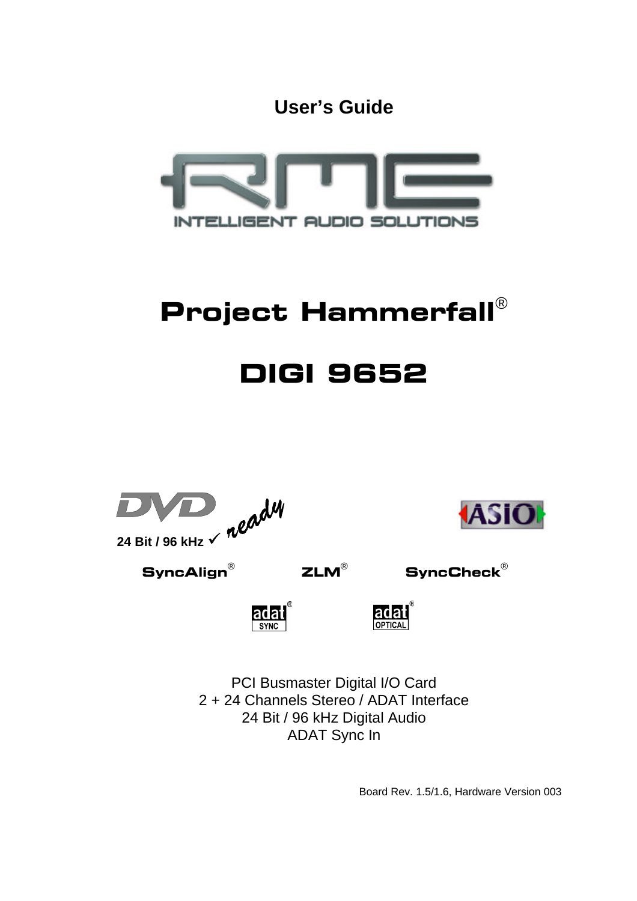User's Guide

RME
INTELLIGENT AUDIO SOLUTIONS

# Project Hammerfall®

# DIGI 9652

DVD ready

24 Bit / 96 kHz ✓

ASIO

SyncAlign® ZLM® SyncCheck®

adat® SYNC adat® OPTICAL

PCI Busmaster Digital I/O Card
2 + 24 Channels Stereo / ADAT Interface
24 Bit / 96 kHz Digital Audio
ADAT Sync In

Board Rev. 1.5/1.6, Hardware Version 003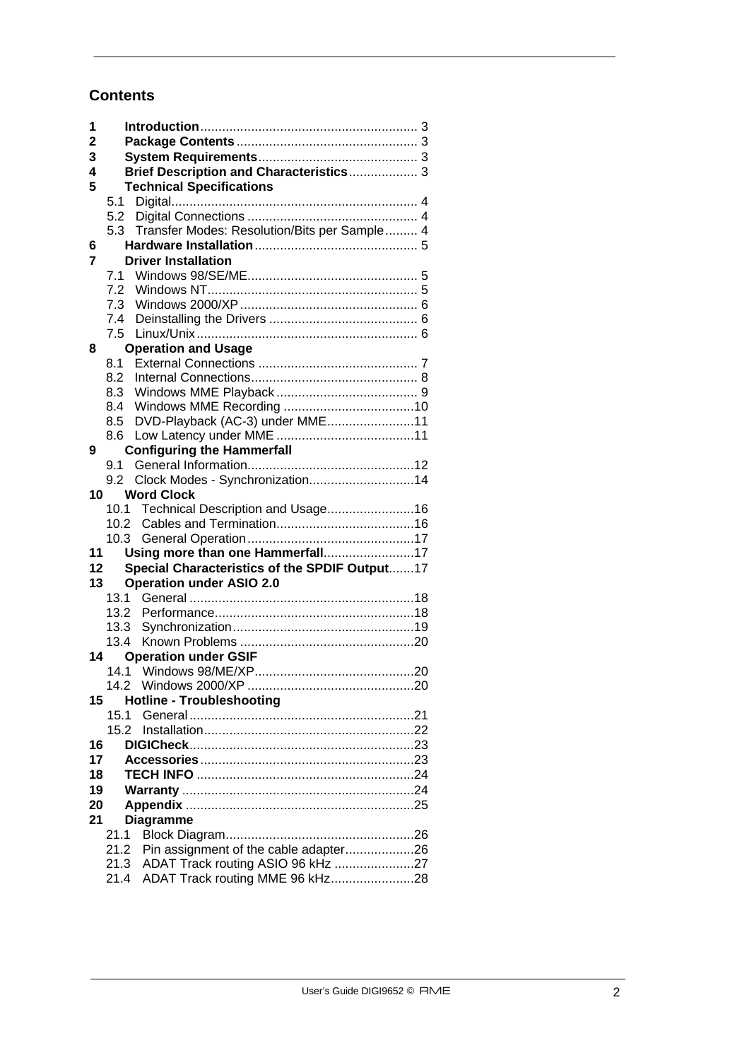## Contents

| | | |
|---|---|---|
| **1** | **Introduction** | 3 |
| **2** | **Package Contents** | 3 |
| **3** | **System Requirements** | 3 |
| **4** | **Brief Description and Characteristics** | 3 |
| **5** | **Technical Specifications** | |
| 5.1 | Digital | 4 |
| 5.2 | Digital Connections | 4 |
| 5.3 | Transfer Modes: Resolution/Bits per Sample | 4 |
| **6** | **Hardware Installation** | 5 |
| **7** | **Driver Installation** | |
| 7.1 | Windows 98/SE/ME | 5 |
| 7.2 | Windows NT | 5 |
| 7.3 | Windows 2000/XP | 6 |
| 7.4 | Deinstalling the Drivers | 6 |
| 7.5 | Linux/Unix | 6 |
| **8** | **Operation and Usage** | |
| 8.1 | External Connections | 7 |
| 8.2 | Internal Connections | 8 |
| 8.3 | Windows MME Playback | 9 |
| 8.4 | Windows MME Recording | 10 |
| 8.5 | DVD-Playback (AC-3) under MME | 11 |
| 8.6 | Low Latency under MME | 11 |
| **9** | **Configuring the Hammerfall** | |
| 9.1 | General Information | 12 |
| 9.2 | Clock Modes - Synchronization | 14 |
| **10** | **Word Clock** | |
| 10.1 | Technical Description and Usage | 16 |
| 10.2 | Cables and Termination | 16 |
| 10.3 | General Operation | 17 |
| **11** | **Using more than one Hammerfall** | 17 |
| **12** | **Special Characteristics of the SPDIF Output** | 17 |
| **13** | **Operation under ASIO 2.0** | |
| 13.1 | General | 18 |
| 13.2 | Performance | 18 |
| 13.3 | Synchronization | 19 |
| 13.4 | Known Problems | 20 |
| **14** | **Operation under GSIF** | |
| 14.1 | Windows 98/ME/XP | 20 |
| 14.2 | Windows 2000/XP | 20 |
| **15** | **Hotline - Troubleshooting** | |
| 15.1 | General | 21 |
| 15.2 | Installation | 22 |
| **16** | **DIGICheck** | 23 |
| **17** | **Accessories** | 23 |
| **18** | **TECH INFO** | 24 |
| **19** | **Warranty** | 24 |
| **20** | **Appendix** | 25 |
| **21** | **Diagramme** | |
| 21.1 | Block Diagram | 26 |
| 21.2 | Pin assignment of the cable adapter | 26 |
| 21.3 | ADAT Track routing ASIO 96 kHz | 27 |
| 21.4 | ADAT Track routing MME 96 kHz | 28 |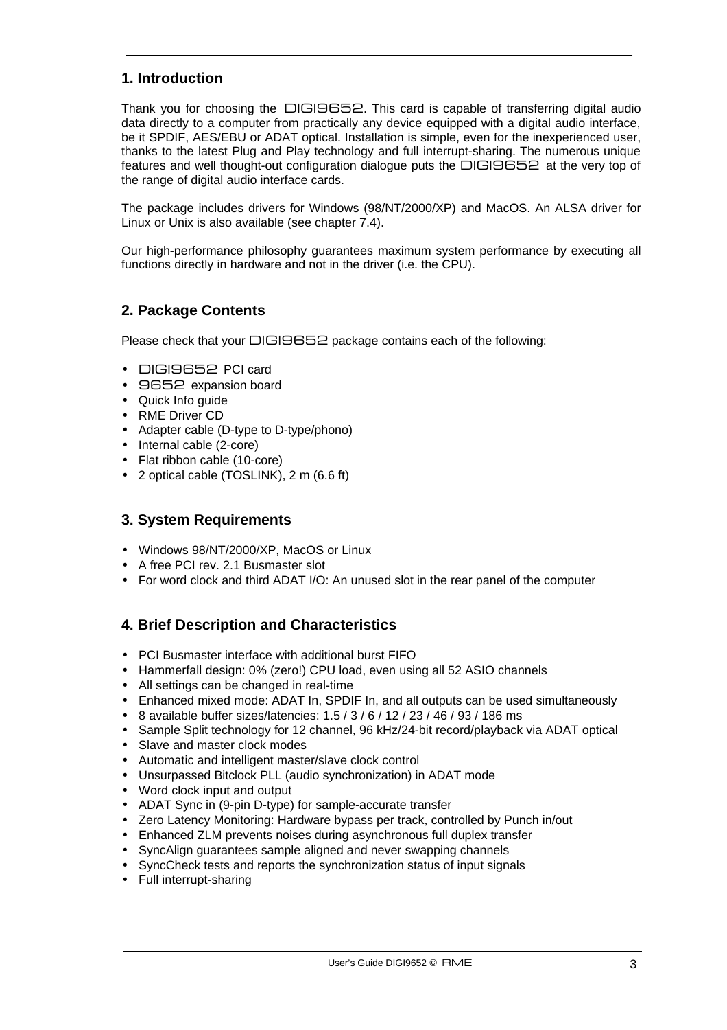## 1. Introduction

Thank you for choosing the DIGI9652. This card is capable of transferring digital audio data directly to a computer from practically any device equipped with a digital audio interface, be it SPDIF, AES/EBU or ADAT optical. Installation is simple, even for the inexperienced user, thanks to the latest Plug and Play technology and full interrupt-sharing. The numerous unique features and well thought-out configuration dialogue puts the DIGI9652 at the very top of the range of digital audio interface cards.

The package includes drivers for Windows (98/NT/2000/XP) and MacOS. An ALSA driver for Linux or Unix is also available (see chapter 7.4).

Our high-performance philosophy guarantees maximum system performance by executing all functions directly in hardware and not in the driver (i.e. the CPU).

## 2. Package Contents

Please check that your DIGI9652 package contains each of the following:

- DIGI9652 PCI card
- 9652 expansion board
- Quick Info guide
- RME Driver CD
- Adapter cable (D-type to D-type/phono)
- Internal cable (2-core)
- Flat ribbon cable (10-core)
- 2 optical cable (TOSLINK), 2 m (6.6 ft)

## 3. System Requirements

- Windows 98/NT/2000/XP, MacOS or Linux
- A free PCI rev. 2.1 Busmaster slot
- For word clock and third ADAT I/O: An unused slot in the rear panel of the computer

## 4. Brief Description and Characteristics

- PCI Busmaster interface with additional burst FIFO
- Hammerfall design: 0% (zero!) CPU load, even using all 52 ASIO channels
- All settings can be changed in real-time
- Enhanced mixed mode: ADAT In, SPDIF In, and all outputs can be used simultaneously
- 8 available buffer sizes/latencies: 1.5 / 3 / 6 / 12 / 23 / 46 / 93 / 186 ms
- Sample Split technology for 12 channel, 96 kHz/24-bit record/playback via ADAT optical
- Slave and master clock modes
- Automatic and intelligent master/slave clock control
- Unsurpassed Bitclock PLL (audio synchronization) in ADAT mode
- Word clock input and output
- ADAT Sync in (9-pin D-type) for sample-accurate transfer
- Zero Latency Monitoring: Hardware bypass per track, controlled by Punch in/out
- Enhanced ZLM prevents noises during asynchronous full duplex transfer
- SyncAlign guarantees sample aligned and never swapping channels
- SyncCheck tests and reports the synchronization status of input signals
- Full interrupt-sharing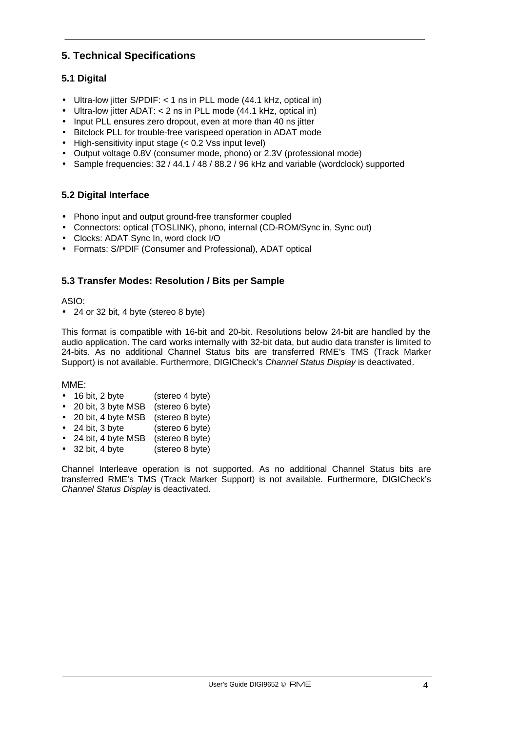## 5. Technical Specifications

### 5.1 Digital

- Ultra-low jitter S/PDIF: < 1 ns in PLL mode (44.1 kHz, optical in)
- Ultra-low jitter ADAT: < 2 ns in PLL mode (44.1 kHz, optical in)
- Input PLL ensures zero dropout, even at more than 40 ns jitter
- Bitclock PLL for trouble-free varispeed operation in ADAT mode
- High-sensitivity input stage (< 0.2 Vss input level)
- Output voltage 0.8V (consumer mode, phono) or 2.3V (professional mode)
- Sample frequencies: 32 / 44.1 / 48 / 88.2 / 96 kHz and variable (wordclock) supported

### 5.2 Digital Interface

- Phono input and output ground-free transformer coupled
- Connectors: optical (TOSLINK), phono, internal (CD-ROM/Sync in, Sync out)
- Clocks: ADAT Sync In, word clock I/O
- Formats: S/PDIF (Consumer and Professional), ADAT optical

### 5.3 Transfer Modes: Resolution / Bits per Sample

ASIO:

- 24 or 32 bit, 4 byte (stereo 8 byte)

This format is compatible with 16-bit and 20-bit. Resolutions below 24-bit are handled by the audio application. The card works internally with 32-bit data, but audio data transfer is limited to 24-bits. As no additional Channel Status bits are transferred RME's TMS (Track Marker Support) is not available. Furthermore, DIGICheck's *Channel Status Display* is deactivated.

MME:

- 16 bit, 2 byte (stereo 4 byte)
- 20 bit, 3 byte MSB (stereo 6 byte)
- 20 bit, 4 byte MSB (stereo 8 byte)
- 24 bit, 3 byte (stereo 6 byte)
- 24 bit, 4 byte MSB (stereo 8 byte)
- 32 bit, 4 byte (stereo 8 byte)

Channel Interleave operation is not supported. As no additional Channel Status bits are transferred RME's TMS (Track Marker Support) is not available. Furthermore, DIGICheck's *Channel Status Display* is deactivated.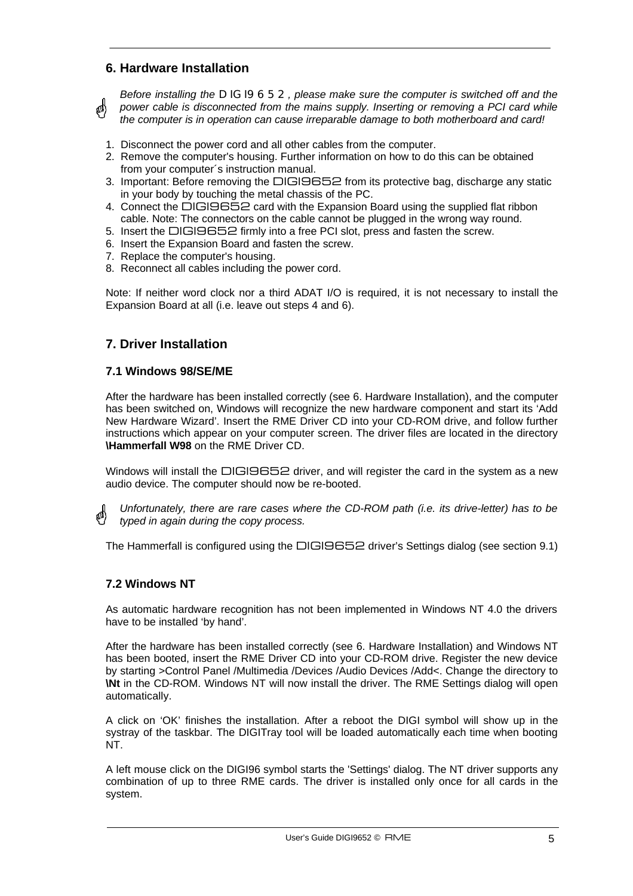## 6. Hardware Installation

*Before installing the DIGI9652, please make sure the computer is switched off and the power cable is disconnected from the mains supply. Inserting or removing a PCI card while the computer is in operation can cause irreparable damage to both motherboard and card!*

1. Disconnect the power cord and all other cables from the computer.
2. Remove the computer's housing. Further information on how to do this can be obtained from your computer´s instruction manual.
3. Important: Before removing the DIGI9652 from its protective bag, discharge any static in your body by touching the metal chassis of the PC.
4. Connect the DIGI9652 card with the Expansion Board using the supplied flat ribbon cable. Note: The connectors on the cable cannot be plugged in the wrong way round.
5. Insert the DIGI9652 firmly into a free PCI slot, press and fasten the screw.
6. Insert the Expansion Board and fasten the screw.
7. Replace the computer's housing.
8. Reconnect all cables including the power cord.

Note: If neither word clock nor a third ADAT I/O is required, it is not necessary to install the Expansion Board at all (i.e. leave out steps 4 and 6).

## 7. Driver Installation

### 7.1 Windows 98/SE/ME

After the hardware has been installed correctly (see 6. Hardware Installation), and the computer has been switched on, Windows will recognize the new hardware component and start its 'Add New Hardware Wizard'. Insert the RME Driver CD into your CD-ROM drive, and follow further instructions which appear on your computer screen. The driver files are located in the directory **\Hammerfall W98** on the RME Driver CD.

Windows will install the DIGI9652 driver, and will register the card in the system as a new audio device. The computer should now be re-booted.

*Unfortunately, there are rare cases where the CD-ROM path (i.e. its drive-letter) has to be typed in again during the copy process.*

The Hammerfall is configured using the DIGI9652 driver's Settings dialog (see section 9.1)

### 7.2 Windows NT

As automatic hardware recognition has not been implemented in Windows NT 4.0 the drivers have to be installed 'by hand'.

After the hardware has been installed correctly (see 6. Hardware Installation) and Windows NT has been booted, insert the RME Driver CD into your CD-ROM drive. Register the new device by starting >Control Panel /Multimedia /Devices /Audio Devices /Add<. Change the directory to **\Nt** in the CD-ROM. Windows NT will now install the driver. The RME Settings dialog will open automatically.

A click on 'OK' finishes the installation. After a reboot the DIGI symbol will show up in the systray of the taskbar. The DIGITray tool will be loaded automatically each time when booting NT.

A left mouse click on the DIGI96 symbol starts the 'Settings' dialog. The NT driver supports any combination of up to three RME cards. The driver is installed only once for all cards in the system.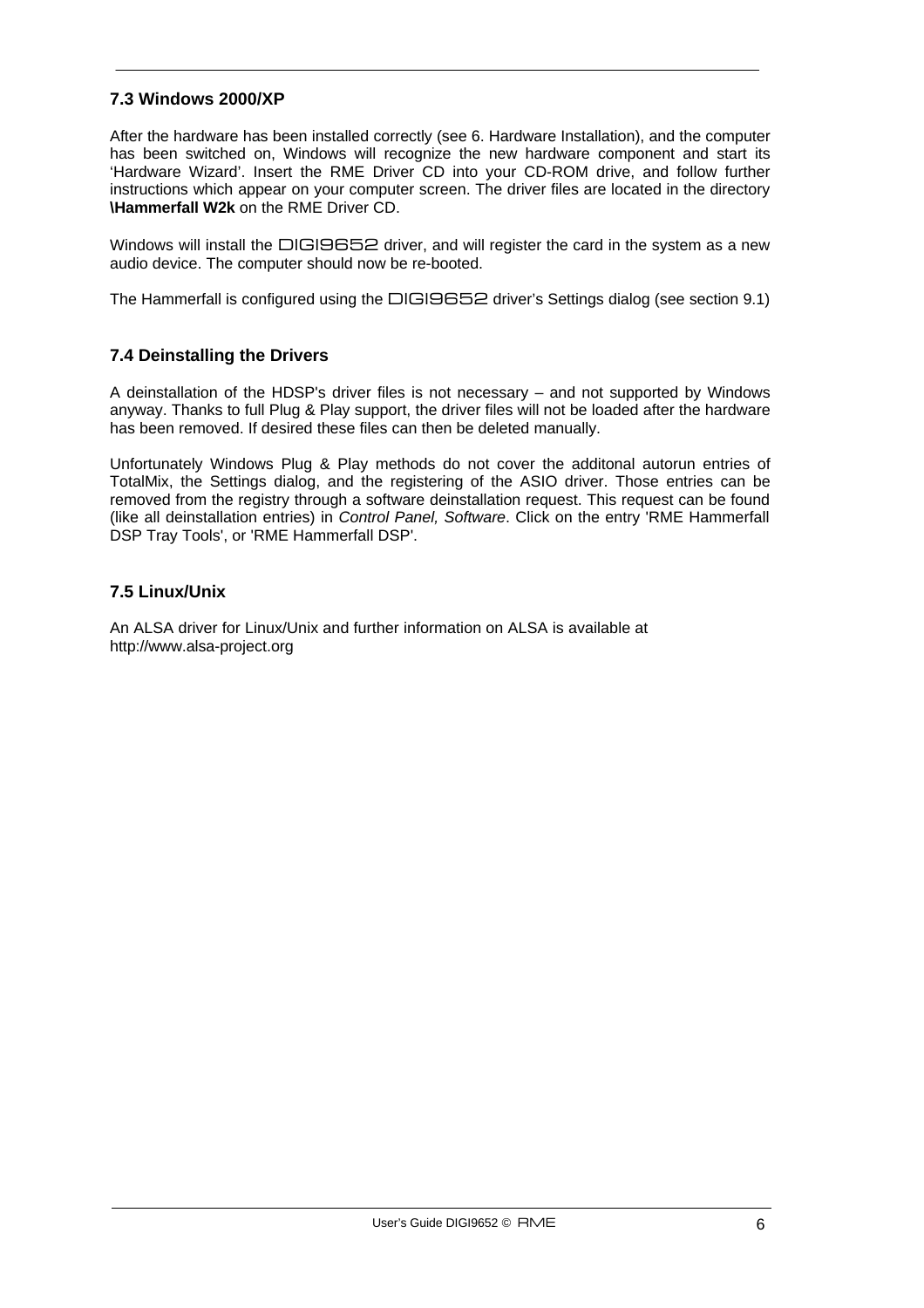### 7.3 Windows 2000/XP

After the hardware has been installed correctly (see 6. Hardware Installation), and the computer has been switched on, Windows will recognize the new hardware component and start its 'Hardware Wizard'. Insert the RME Driver CD into your CD-ROM drive, and follow further instructions which appear on your computer screen. The driver files are located in the directory **\Hammerfall W2k** on the RME Driver CD.

Windows will install the DIGI9652 driver, and will register the card in the system as a new audio device. The computer should now be re-booted.

The Hammerfall is configured using the DIGI9652 driver's Settings dialog (see section 9.1)

### 7.4 Deinstalling the Drivers

A deinstallation of the HDSP's driver files is not necessary – and not supported by Windows anyway. Thanks to full Plug & Play support, the driver files will not be loaded after the hardware has been removed. If desired these files can then be deleted manually.

Unfortunately Windows Plug & Play methods do not cover the additonal autorun entries of TotalMix, the Settings dialog, and the registering of the ASIO driver. Those entries can be removed from the registry through a software deinstallation request. This request can be found (like all deinstallation entries) in *Control Panel, Software*. Click on the entry 'RME Hammerfall DSP Tray Tools', or 'RME Hammerfall DSP'.

### 7.5 Linux/Unix

An ALSA driver for Linux/Unix and further information on ALSA is available at
http://www.alsa-project.org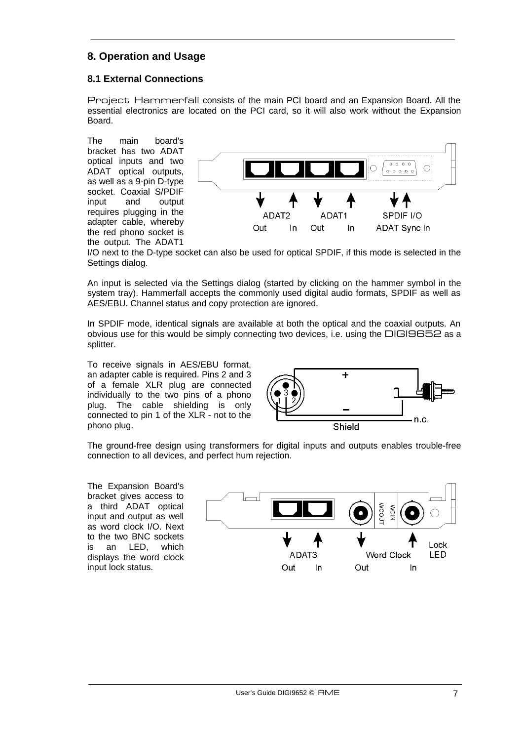## 8. Operation and Usage

### 8.1 External Connections

Project Hammerfall consists of the main PCI board and an Expansion Board. All the essential electronics are located on the PCI card, so it will also work without the Expansion Board.

The main board's bracket has two ADAT optical inputs and two ADAT optical outputs, as well as a 9-pin D-type socket. Coaxial S/PDIF input and output requires plugging in the adapter cable, whereby the red phono socket is the output. The ADAT1 I/O next to the D-type socket can also be used for optical SPDIF, if this mode is selected in the Settings dialog.

An input is selected via the Settings dialog (started by clicking on the hammer symbol in the system tray). Hammerfall accepts the commonly used digital audio formats, SPDIF as well as AES/EBU. Channel status and copy protection are ignored.

In SPDIF mode, identical signals are available at both the optical and the coaxial outputs. An obvious use for this would be simply connecting two devices, i.e. using the DIGI9652 as a splitter.

To receive signals in AES/EBU format, an adapter cable is required. Pins 2 and 3 of a female XLR plug are connected individually to the two pins of a phono plug. The cable shielding is only connected to pin 1 of the XLR - not to the phono plug.

The ground-free design using transformers for digital inputs and outputs enables trouble-free connection to all devices, and perfect hum rejection.

The Expansion Board's bracket gives access to a third ADAT optical input and output as well as word clock I/O. Next to the two BNC sockets is an LED, which displays the word clock input lock status.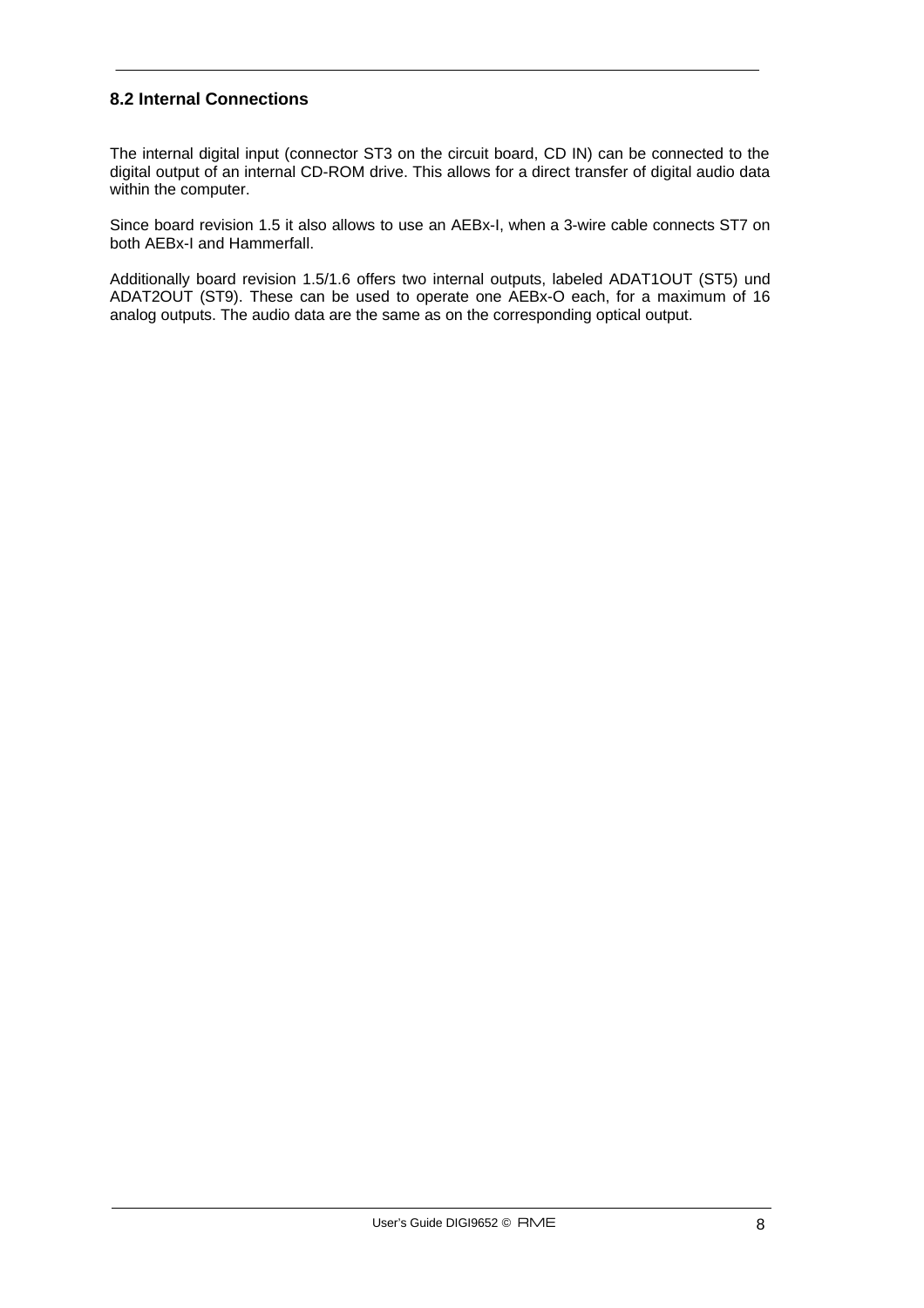## 8.2 Internal Connections

The internal digital input (connector ST3 on the circuit board, CD IN) can be connected to the digital output of an internal CD-ROM drive. This allows for a direct transfer of digital audio data within the computer.

Since board revision 1.5 it also allows to use an AEBx-I, when a 3-wire cable connects ST7 on both AEBx-I and Hammerfall.

Additionally board revision 1.5/1.6 offers two internal outputs, labeled ADAT1OUT (ST5) und ADAT2OUT (ST9). These can be used to operate one AEBx-O each, for a maximum of 16 analog outputs. The audio data are the same as on the corresponding optical output.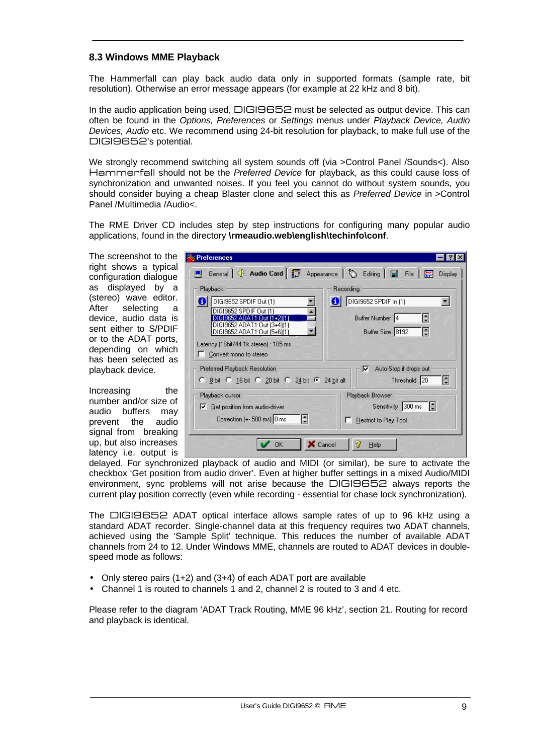## 8.3 Windows MME Playback

The Hammerfall can play back audio data only in supported formats (sample rate, bit resolution). Otherwise an error message appears (for example at 22 kHz and 8 bit).

In the audio application being used, DIGI9652 must be selected as output device. This can often be found in the *Options, Preferences* or *Settings* menus under *Playback Device, Audio Devices, Audio* etc. We recommend using 24-bit resolution for playback, to make full use of the DIGI9652's potential.

We strongly recommend switching all system sounds off (via >Control Panel /Sounds<). Also Hammerfall should not be the *Preferred Device* for playback, as this could cause loss of synchronization and unwanted noises. If you feel you cannot do without system sounds, you should consider buying a cheap Blaster clone and select this as *Preferred Device* in >Control Panel /Multimedia /Audio<.

The RME Driver CD includes step by step instructions for configuring many popular audio applications, found in the directory **\rmeaudio.web\english\techinfo\conf**.

The screenshot to the right shows a typical configuration dialogue as displayed by a (stereo) wave editor. After selecting a device, audio data is sent either to S/PDIF or to the ADAT ports, depending on which has been selected as playback device.

Increasing the number and/or size of audio buffers may prevent the audio signal from breaking up, but also increases latency i.e. output is delayed. For synchronized playback of audio and MIDI (or similar), be sure to activate the checkbox 'Get position from audio driver'. Even at higher buffer settings in a mixed Audio/MIDI environment, sync problems will not arise because the DIGI9652 always reports the current play position correctly (even while recording - essential for chase lock synchronization).

The DIGI9652 ADAT optical interface allows sample rates of up to 96 kHz using a standard ADAT recorder. Single-channel data at this frequency requires two ADAT channels, achieved using the 'Sample Split' technique. This reduces the number of available ADAT channels from 24 to 12. Under Windows MME, channels are routed to ADAT devices in double-speed mode as follows:

- Only stereo pairs (1+2) and (3+4) of each ADAT port are available
- Channel 1 is routed to channels 1 and 2, channel 2 is routed to 3 and 4 etc.

Please refer to the diagram 'ADAT Track Routing, MME 96 kHz', section 21. Routing for record and playback is identical.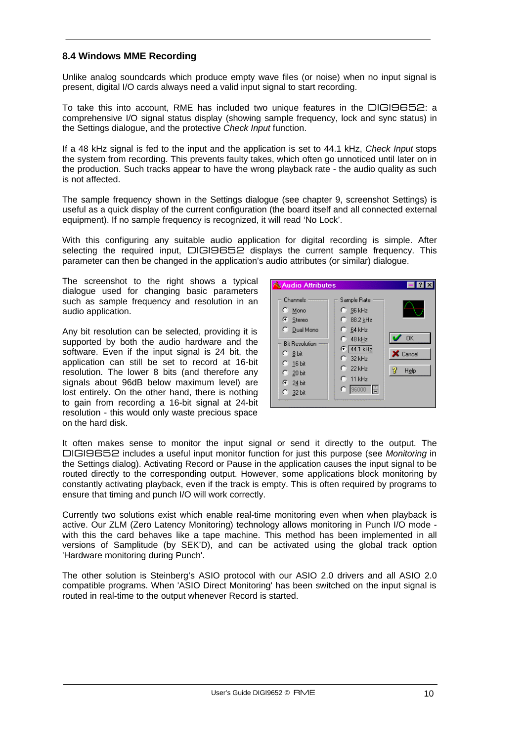## 8.4 Windows MME Recording

Unlike analog soundcards which produce empty wave files (or noise) when no input signal is present, digital I/O cards always need a valid input signal to start recording.

To take this into account, RME has included two unique features in the DIGI9652: a comprehensive I/O signal status display (showing sample frequency, lock and sync status) in the Settings dialogue, and the protective *Check Input* function.

If a 48 kHz signal is fed to the input and the application is set to 44.1 kHz, *Check Input* stops the system from recording. This prevents faulty takes, which often go unnoticed until later on in the production. Such tracks appear to have the wrong playback rate - the audio quality as such is not affected.

The sample frequency shown in the Settings dialogue (see chapter 9, screenshot Settings) is useful as a quick display of the current configuration (the board itself and all connected external equipment). If no sample frequency is recognized, it will read 'No Lock'.

With this configuring any suitable audio application for digital recording is simple. After selecting the required input, DIGI9652 displays the current sample frequency. This parameter can then be changed in the application's audio attributes (or similar) dialogue.

The screenshot to the right shows a typical dialogue used for changing basic parameters such as sample frequency and resolution in an audio application.

Any bit resolution can be selected, providing it is supported by both the audio hardware and the software. Even if the input signal is 24 bit, the application can still be set to record at 16-bit resolution. The lower 8 bits (and therefore any signals about 96dB below maximum level) are lost entirely. On the other hand, there is nothing to gain from recording a 16-bit signal at 24-bit resolution - this would only waste precious space on the hard disk.

It often makes sense to monitor the input signal or send it directly to the output. The DIGI9652 includes a useful input monitor function for just this purpose (see *Monitoring* in the Settings dialog). Activating Record or Pause in the application causes the input signal to be routed directly to the corresponding output. However, some applications block monitoring by constantly activating playback, even if the track is empty. This is often required by programs to ensure that timing and punch I/O will work correctly.

Currently two solutions exist which enable real-time monitoring even when when playback is active. Our ZLM (Zero Latency Monitoring) technology allows monitoring in Punch I/O mode - with this the card behaves like a tape machine. This method has been implemented in all versions of Samplitude (by SEK'D), and can be activated using the global track option 'Hardware monitoring during Punch'.

The other solution is Steinberg's ASIO protocol with our ASIO 2.0 drivers and all ASIO 2.0 compatible programs. When 'ASIO Direct Monitoring' has been switched on the input signal is routed in real-time to the output whenever Record is started.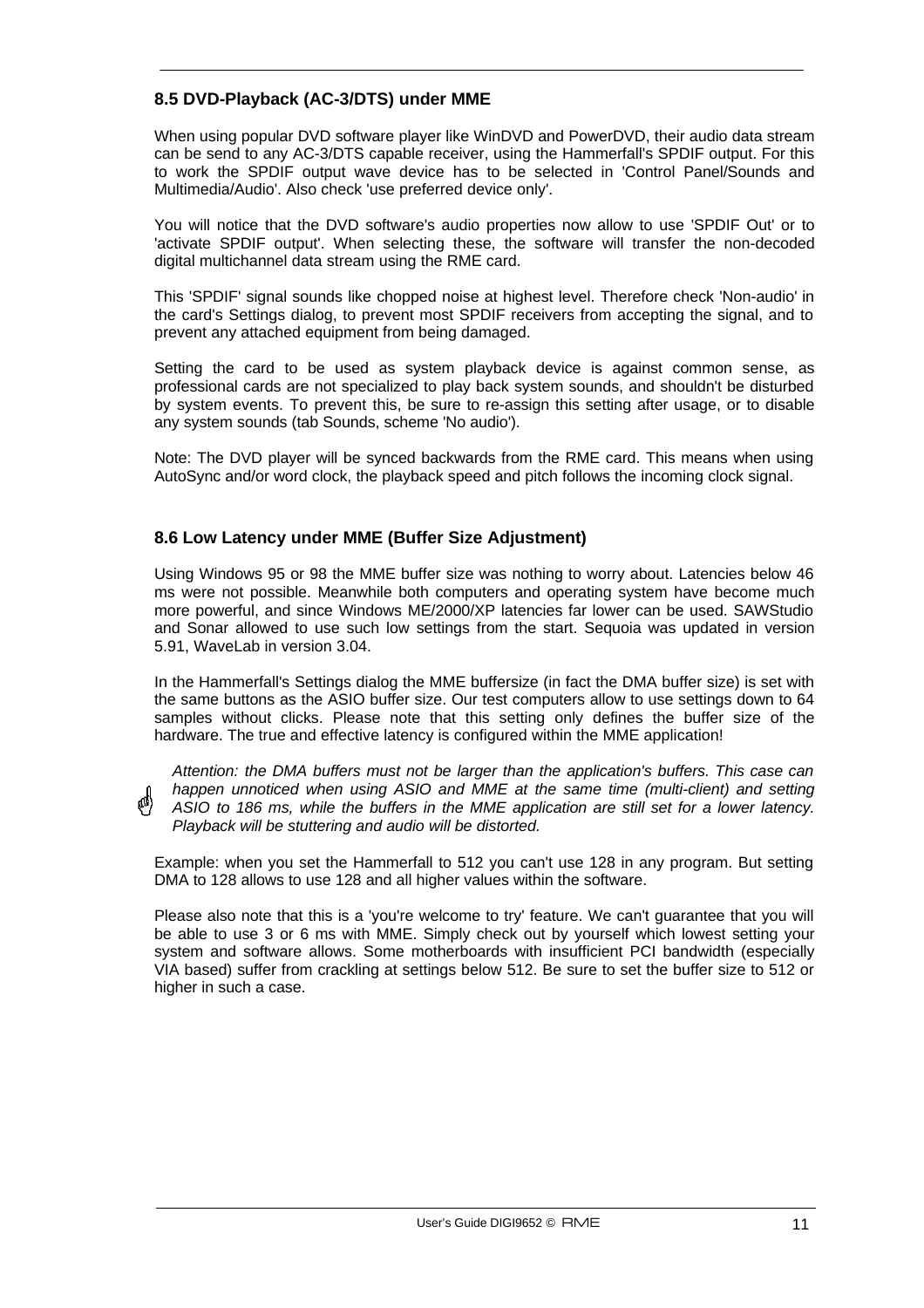### 8.5 DVD-Playback (AC-3/DTS) under MME

When using popular DVD software player like WinDVD and PowerDVD, their audio data stream can be send to any AC-3/DTS capable receiver, using the Hammerfall's SPDIF output. For this to work the SPDIF output wave device has to be selected in 'Control Panel/Sounds and Multimedia/Audio'. Also check 'use preferred device only'.

You will notice that the DVD software's audio properties now allow to use 'SPDIF Out' or to 'activate SPDIF output'. When selecting these, the software will transfer the non-decoded digital multichannel data stream using the RME card.

This 'SPDIF' signal sounds like chopped noise at highest level. Therefore check 'Non-audio' in the card's Settings dialog, to prevent most SPDIF receivers from accepting the signal, and to prevent any attached equipment from being damaged.

Setting the card to be used as system playback device is against common sense, as professional cards are not specialized to play back system sounds, and shouldn't be disturbed by system events. To prevent this, be sure to re-assign this setting after usage, or to disable any system sounds (tab Sounds, scheme 'No audio').

Note: The DVD player will be synced backwards from the RME card. This means when using AutoSync and/or word clock, the playback speed and pitch follows the incoming clock signal.

### 8.6 Low Latency under MME (Buffer Size Adjustment)

Using Windows 95 or 98 the MME buffer size was nothing to worry about. Latencies below 46 ms were not possible. Meanwhile both computers and operating system have become much more powerful, and since Windows ME/2000/XP latencies far lower can be used. SAWStudio and Sonar allowed to use such low settings from the start. Sequoia was updated in version 5.91, WaveLab in version 3.04.

In the Hammerfall's Settings dialog the MME buffersize (in fact the DMA buffer size) is set with the same buttons as the ASIO buffer size. Our test computers allow to use settings down to 64 samples without clicks. Please note that this setting only defines the buffer size of the hardware. The true and effective latency is configured within the MME application!

*Attention: the DMA buffers must not be larger than the application's buffers. This case can happen unnoticed when using ASIO and MME at the same time (multi-client) and setting ASIO to 186 ms, while the buffers in the MME application are still set for a lower latency. Playback will be stuttering and audio will be distorted.*

Example: when you set the Hammerfall to 512 you can't use 128 in any program. But setting DMA to 128 allows to use 128 and all higher values within the software.

Please also note that this is a 'you're welcome to try' feature. We can't guarantee that you will be able to use 3 or 6 ms with MME. Simply check out by yourself which lowest setting your system and software allows. Some motherboards with insufficient PCI bandwidth (especially VIA based) suffer from crackling at settings below 512. Be sure to set the buffer size to 512 or higher in such a case.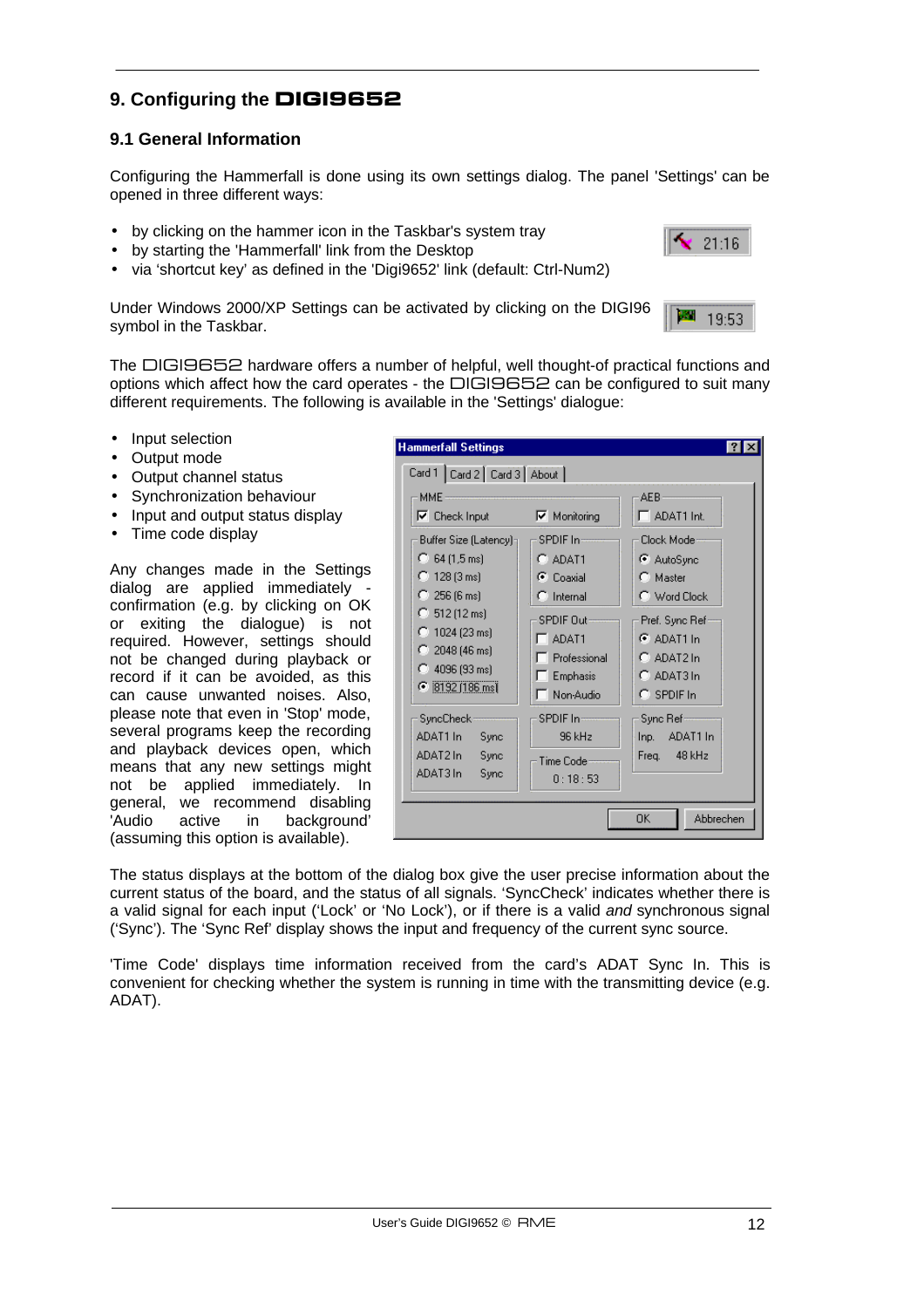## 9. Configuring the DIGI9652

### 9.1 General Information

Configuring the Hammerfall is done using its own settings dialog. The panel 'Settings' can be opened in three different ways:

- by clicking on the hammer icon in the Taskbar's system tray
- by starting the 'Hammerfall' link from the Desktop
- via 'shortcut key' as defined in the 'Digi9652' link (default: Ctrl-Num2)

Under Windows 2000/XP Settings can be activated by clicking on the DIGI96 symbol in the Taskbar.

The DIGI9652 hardware offers a number of helpful, well thought-of practical functions and options which affect how the card operates - the DIGI9652 can be configured to suit many different requirements. The following is available in the 'Settings' dialogue:

- Input selection
- Output mode
- Output channel status
- Synchronization behaviour
- Input and output status display
- Time code display

Any changes made in the Settings dialog are applied immediately - confirmation (e.g. by clicking on OK or exiting the dialogue) is not required. However, settings should not be changed during playback or record if it can be avoided, as this can cause unwanted noises. Also, please note that even in 'Stop' mode, several programs keep the recording and playback devices open, which means that any new settings might not be applied immediately. In general, we recommend disabling 'Audio active in background' (assuming this option is available).

The status displays at the bottom of the dialog box give the user precise information about the current status of the board, and the status of all signals. 'SyncCheck' indicates whether there is a valid signal for each input ('Lock' or 'No Lock'), or if there is a valid *and* synchronous signal ('Sync'). The 'Sync Ref' display shows the input and frequency of the current sync source.

'Time Code' displays time information received from the card's ADAT Sync In. This is convenient for checking whether the system is running in time with the transmitting device (e.g. ADAT).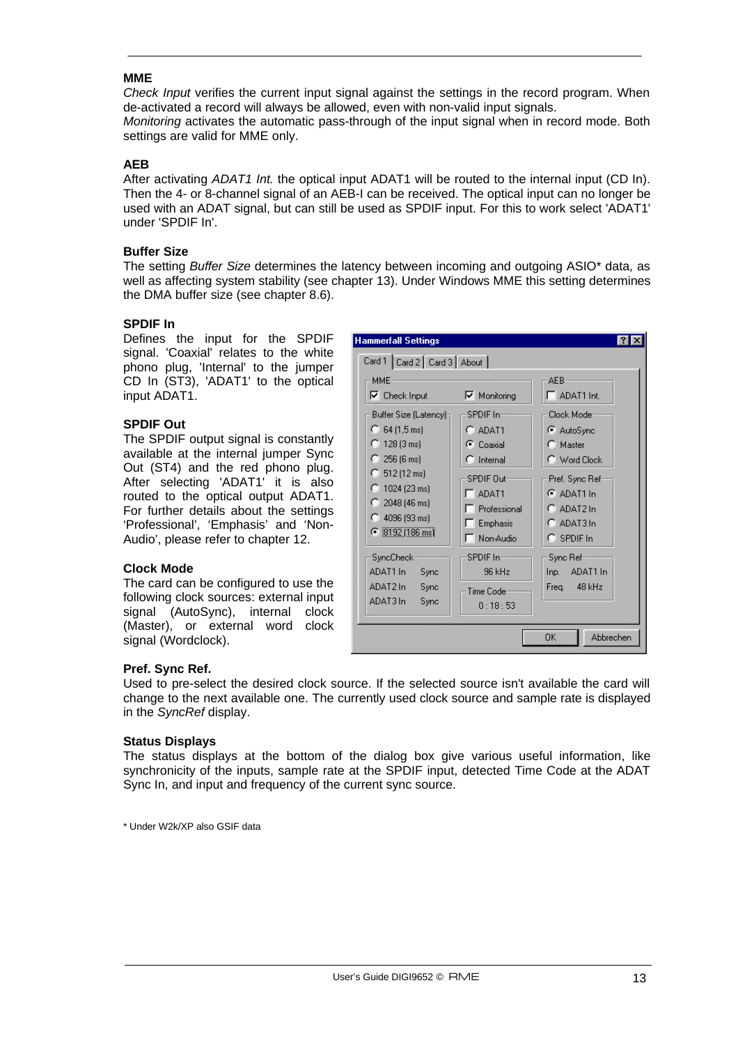### MME

*Check Input* verifies the current input signal against the settings in the record program. When de-activated a record will always be allowed, even with non-valid input signals.
*Monitoring* activates the automatic pass-through of the input signal when in record mode. Both settings are valid for MME only.

### AEB

After activating *ADAT1 Int.* the optical input ADAT1 will be routed to the internal input (CD In). Then the 4- or 8-channel signal of an AEB-I can be received. The optical input can no longer be used with an ADAT signal, but can still be used as SPDIF input. For this to work select 'ADAT1' under 'SPDIF In'.

### Buffer Size

The setting *Buffer Size* determines the latency between incoming and outgoing ASIO* data, as well as affecting system stability (see chapter 13). Under Windows MME this setting determines the DMA buffer size (see chapter 8.6).

### SPDIF In

Defines the input for the SPDIF signal. 'Coaxial' relates to the white phono plug, 'Internal' to the jumper CD In (ST3), 'ADAT1' to the optical input ADAT1.

### SPDIF Out

The SPDIF output signal is constantly available at the internal jumper Sync Out (ST4) and the red phono plug. After selecting 'ADAT1' it is also routed to the optical output ADAT1. For further details about the settings 'Professional', 'Emphasis' and 'Non-Audio', please refer to chapter 12.

### Clock Mode

The card can be configured to use the following clock sources: external input signal (AutoSync), internal clock (Master), or external word clock signal (Wordclock).

### Pref. Sync Ref.

Used to pre-select the desired clock source. If the selected source isn't available the card will change to the next available one. The currently used clock source and sample rate is displayed in the *SyncRef* display.

### Status Displays

The status displays at the bottom of the dialog box give various useful information, like synchronicity of the inputs, sample rate at the SPDIF input, detected Time Code at the ADAT Sync In, and input and frequency of the current sync source.

* Under W2k/XP also GSIF data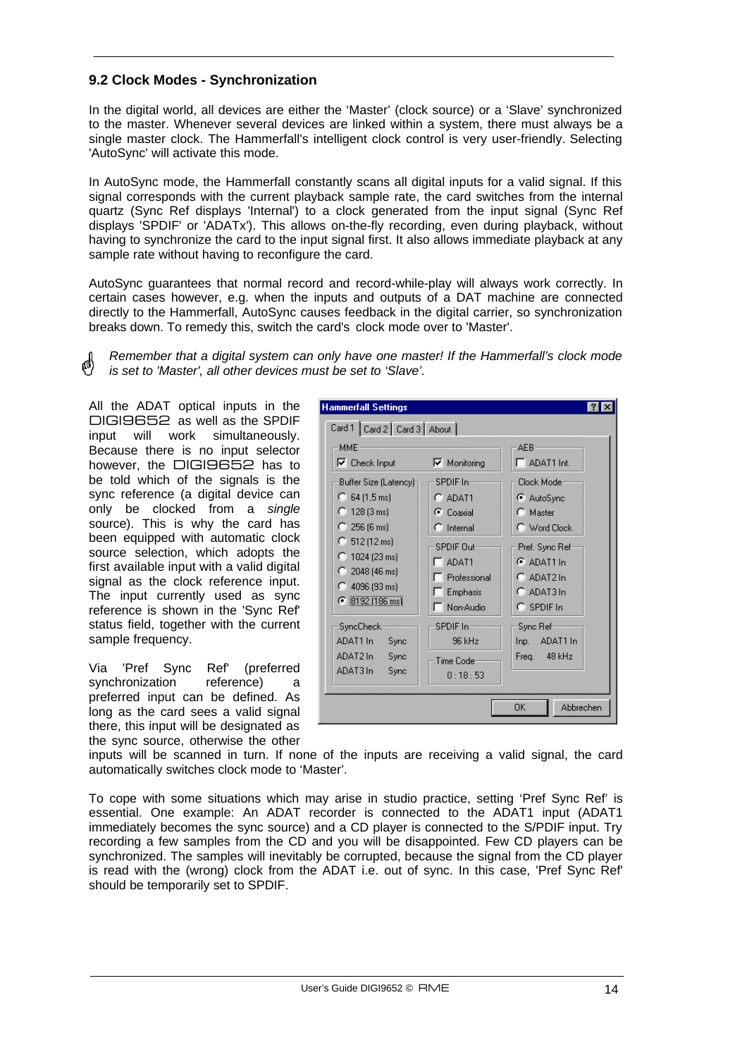## 9.2 Clock Modes - Synchronization

In the digital world, all devices are either the 'Master' (clock source) or a 'Slave' synchronized to the master. Whenever several devices are linked within a system, there must always be a single master clock. The Hammerfall's intelligent clock control is very user-friendly. Selecting 'AutoSync' will activate this mode.

In AutoSync mode, the Hammerfall constantly scans all digital inputs for a valid signal. If this signal corresponds with the current playback sample rate, the card switches from the internal quartz (Sync Ref displays 'Internal') to a clock generated from the input signal (Sync Ref displays 'SPDIF' or 'ADATx'). This allows on-the-fly recording, even during playback, without having to synchronize the card to the input signal first. It also allows immediate playback at any sample rate without having to reconfigure the card.

AutoSync guarantees that normal record and record-while-play will always work correctly. In certain cases however, e.g. when the inputs and outputs of a DAT machine are connected directly to the Hammerfall, AutoSync causes feedback in the digital carrier, so synchronization breaks down. To remedy this, switch the card's clock mode over to 'Master'.

*Remember that a digital system can only have one master! If the Hammerfall's clock mode is set to 'Master', all other devices must be set to 'Slave'.*

All the ADAT optical inputs in the DIGI9652 as well as the SPDIF input will work simultaneously. Because there is no input selector however, the DIGI9652 has to be told which of the signals is the sync reference (a digital device can only be clocked from a *single* source). This is why the card has been equipped with automatic clock source selection, which adopts the first available input with a valid digital signal as the clock reference input. The input currently used as sync reference is shown in the 'Sync Ref' status field, together with the current sample frequency.

Via 'Pref Sync Ref' (preferred synchronization reference) a preferred input can be defined. As long as the card sees a valid signal there, this input will be designated as the sync source, otherwise the other inputs will be scanned in turn. If none of the inputs are receiving a valid signal, the card automatically switches clock mode to 'Master'.

To cope with some situations which may arise in studio practice, setting 'Pref Sync Ref' is essential. One example: An ADAT recorder is connected to the ADAT1 input (ADAT1 immediately becomes the sync source) and a CD player is connected to the S/PDIF input. Try recording a few samples from the CD and you will be disappointed. Few CD players can be synchronized. The samples will inevitably be corrupted, because the signal from the CD player is read with the (wrong) clock from the ADAT i.e. out of sync. In this case, 'Pref Sync Ref' should be temporarily set to SPDIF.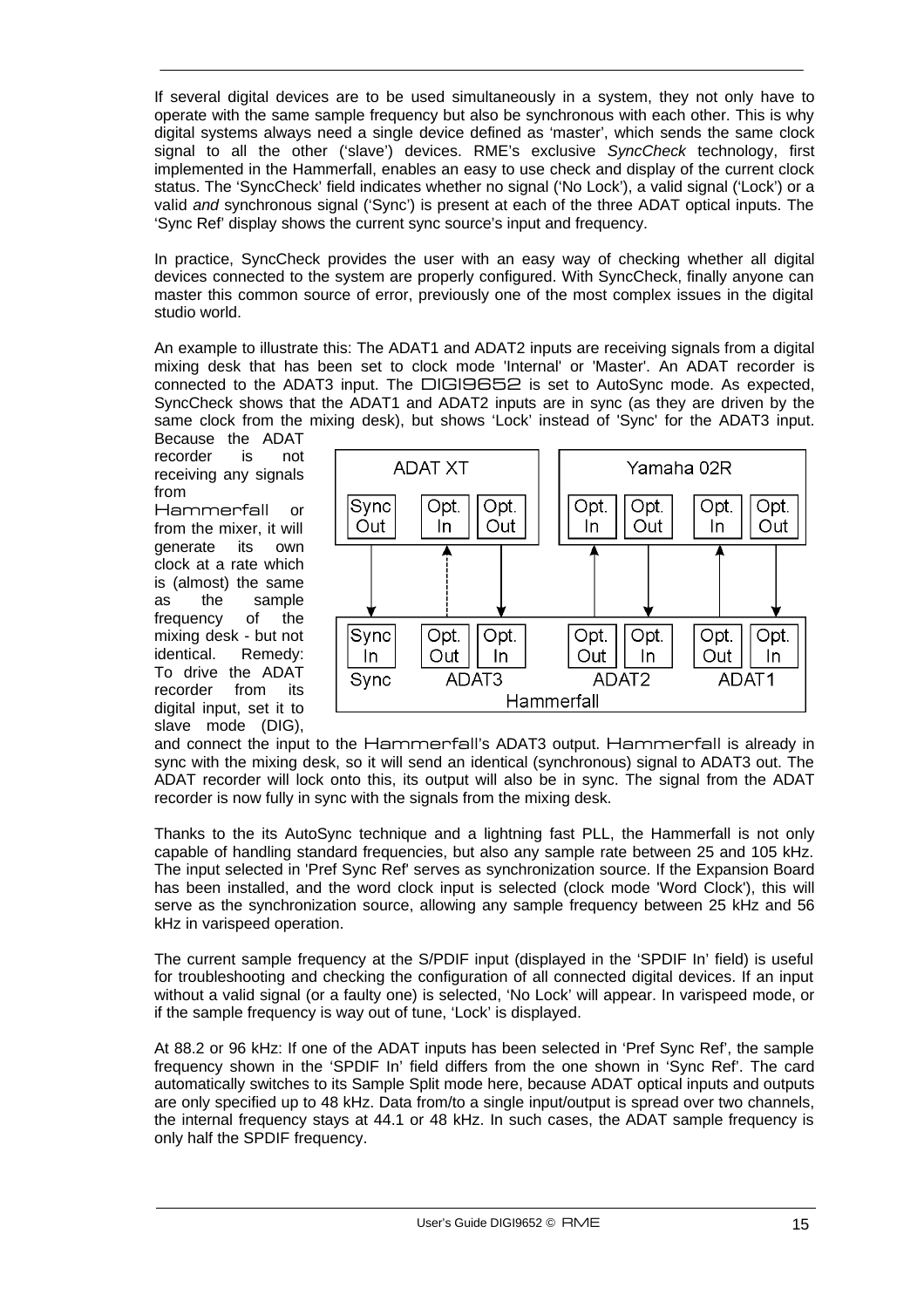If several digital devices are to be used simultaneously in a system, they not only have to operate with the same sample frequency but also be synchronous with each other. This is why digital systems always need a single device defined as 'master', which sends the same clock signal to all the other ('slave') devices. RME's exclusive *SyncCheck* technology, first implemented in the Hammerfall, enables an easy to use check and display of the current clock status. The 'SyncCheck' field indicates whether no signal ('No Lock'), a valid signal ('Lock') or a valid *and* synchronous signal ('Sync') is present at each of the three ADAT optical inputs. The 'Sync Ref' display shows the current sync source's input and frequency.

In practice, SyncCheck provides the user with an easy way of checking whether all digital devices connected to the system are properly configured. With SyncCheck, finally anyone can master this common source of error, previously one of the most complex issues in the digital studio world.

An example to illustrate this: The ADAT1 and ADAT2 inputs are receiving signals from a digital mixing desk that has been set to clock mode 'Internal' or 'Master'. An ADAT recorder is connected to the ADAT3 input. The DIGI9652 is set to AutoSync mode. As expected, SyncCheck shows that the ADAT1 and ADAT2 inputs are in sync (as they are driven by the same clock from the mixing desk), but shows 'Lock' instead of 'Sync' for the ADAT3 input. Because the ADAT recorder is not receiving any signals from Hammerfall or from the mixer, it will generate its own clock at a rate which is (almost) the same as the sample frequency of the mixing desk - but not identical. Remedy: To drive the ADAT recorder from its digital input, set it to slave mode (DIG), and connect the input to the Hammerfall's ADAT3 output. Hammerfall is already in sync with the mixing desk, so it will send an identical (synchronous) signal to ADAT3 out. The ADAT recorder will lock onto this, its output will also be in sync. The signal from the ADAT recorder is now fully in sync with the signals from the mixing desk.

Thanks to the its AutoSync technique and a lightning fast PLL, the Hammerfall is not only capable of handling standard frequencies, but also any sample rate between 25 and 105 kHz. The input selected in 'Pref Sync Ref' serves as synchronization source. If the Expansion Board has been installed, and the word clock input is selected (clock mode 'Word Clock'), this will serve as the synchronization source, allowing any sample frequency between 25 kHz and 56 kHz in varispeed operation.

The current sample frequency at the S/PDIF input (displayed in the 'SPDIF In' field) is useful for troubleshooting and checking the configuration of all connected digital devices. If an input without a valid signal (or a faulty one) is selected, 'No Lock' will appear. In varispeed mode, or if the sample frequency is way out of tune, 'Lock' is displayed.

At 88.2 or 96 kHz: If one of the ADAT inputs has been selected in 'Pref Sync Ref', the sample frequency shown in the 'SPDIF In' field differs from the one shown in 'Sync Ref'. The card automatically switches to its Sample Split mode here, because ADAT optical inputs and outputs are only specified up to 48 kHz. Data from/to a single input/output is spread over two channels, the internal frequency stays at 44.1 or 48 kHz. In such cases, the ADAT sample frequency is only half the SPDIF frequency.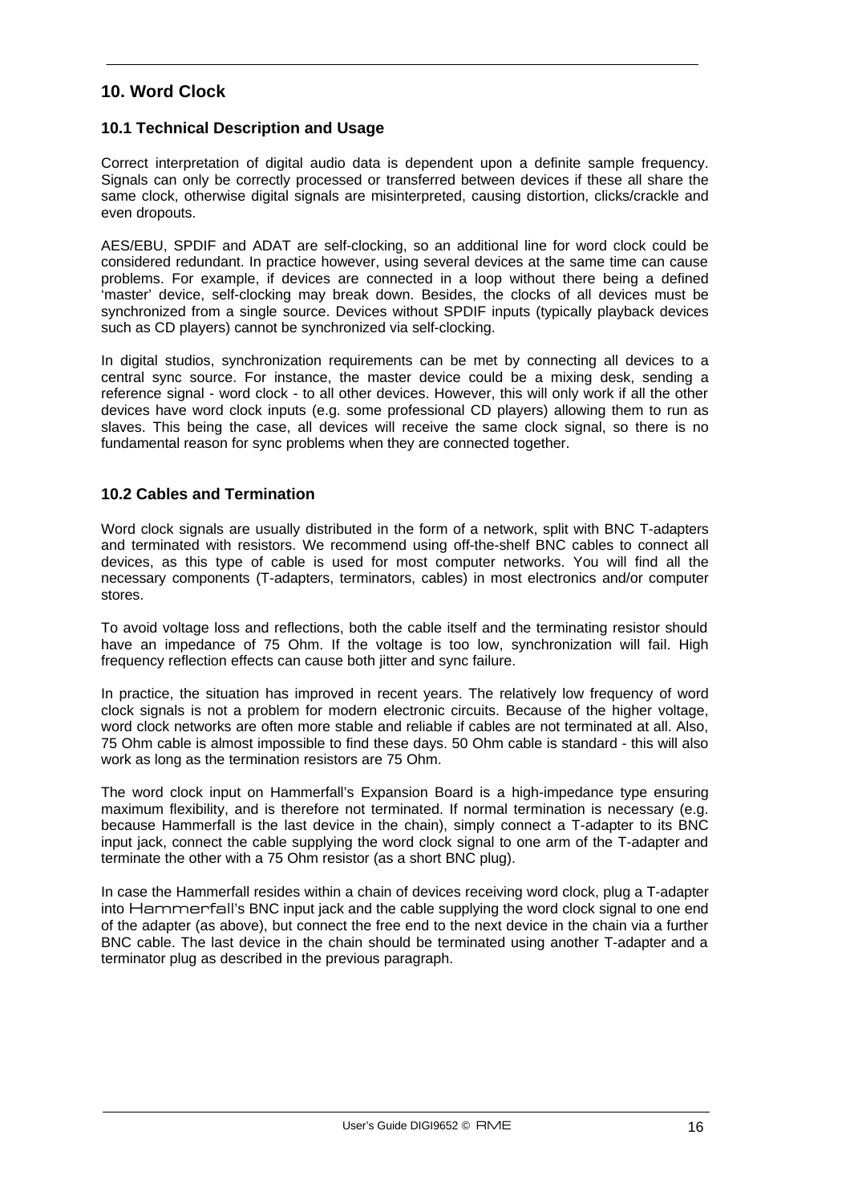# 10. Word Clock

## 10.1 Technical Description and Usage

Correct interpretation of digital audio data is dependent upon a definite sample frequency. Signals can only be correctly processed or transferred between devices if these all share the same clock, otherwise digital signals are misinterpreted, causing distortion, clicks/crackle and even dropouts.

AES/EBU, SPDIF and ADAT are self-clocking, so an additional line for word clock could be considered redundant. In practice however, using several devices at the same time can cause problems. For example, if devices are connected in a loop without there being a defined 'master' device, self-clocking may break down. Besides, the clocks of all devices must be synchronized from a single source. Devices without SPDIF inputs (typically playback devices such as CD players) cannot be synchronized via self-clocking.

In digital studios, synchronization requirements can be met by connecting all devices to a central sync source. For instance, the master device could be a mixing desk, sending a reference signal - word clock - to all other devices. However, this will only work if all the other devices have word clock inputs (e.g. some professional CD players) allowing them to run as slaves. This being the case, all devices will receive the same clock signal, so there is no fundamental reason for sync problems when they are connected together.

## 10.2 Cables and Termination

Word clock signals are usually distributed in the form of a network, split with BNC T-adapters and terminated with resistors. We recommend using off-the-shelf BNC cables to connect all devices, as this type of cable is used for most computer networks. You will find all the necessary components (T-adapters, terminators, cables) in most electronics and/or computer stores.

To avoid voltage loss and reflections, both the cable itself and the terminating resistor should have an impedance of 75 Ohm. If the voltage is too low, synchronization will fail. High frequency reflection effects can cause both jitter and sync failure.

In practice, the situation has improved in recent years. The relatively low frequency of word clock signals is not a problem for modern electronic circuits. Because of the higher voltage, word clock networks are often more stable and reliable if cables are not terminated at all. Also, 75 Ohm cable is almost impossible to find these days. 50 Ohm cable is standard - this will also work as long as the termination resistors are 75 Ohm.

The word clock input on Hammerfall's Expansion Board is a high-impedance type ensuring maximum flexibility, and is therefore not terminated. If normal termination is necessary (e.g. because Hammerfall is the last device in the chain), simply connect a T-adapter to its BNC input jack, connect the cable supplying the word clock signal to one arm of the T-adapter and terminate the other with a 75 Ohm resistor (as a short BNC plug).

In case the Hammerfall resides within a chain of devices receiving word clock, plug a T-adapter into Hammerfall's BNC input jack and the cable supplying the word clock signal to one end of the adapter (as above), but connect the free end to the next device in the chain via a further BNC cable. The last device in the chain should be terminated using another T-adapter and a terminator plug as described in the previous paragraph.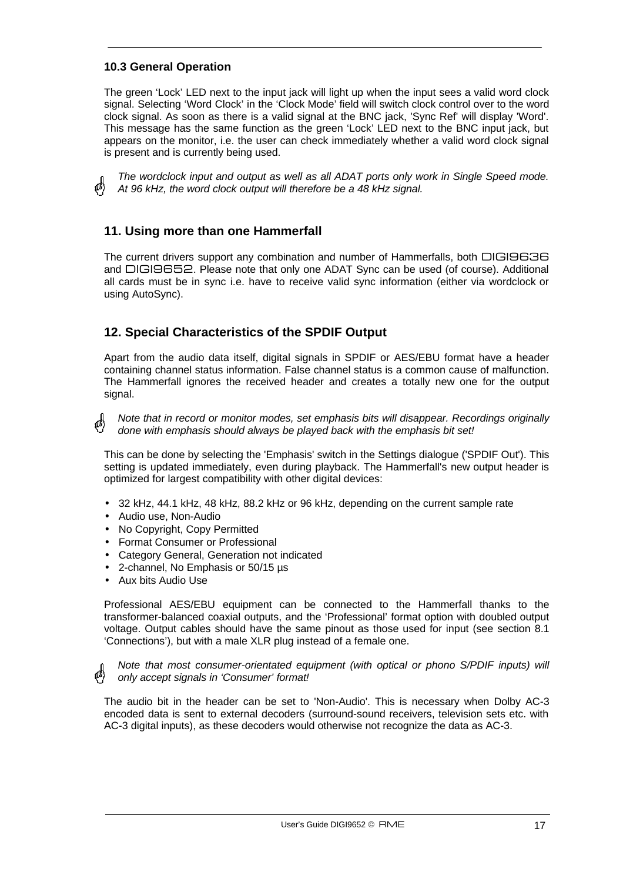### 10.3 General Operation

The green 'Lock' LED next to the input jack will light up when the input sees a valid word clock signal. Selecting 'Word Clock' in the 'Clock Mode' field will switch clock control over to the word clock signal. As soon as there is a valid signal at the BNC jack, 'Sync Ref' will display 'Word'. This message has the same function as the green 'Lock' LED next to the BNC input jack, but appears on the monitor, i.e. the user can check immediately whether a valid word clock signal is present and is currently being used.

*The wordclock input and output as well as all ADAT ports only work in Single Speed mode. At 96 kHz, the word clock output will therefore be a 48 kHz signal.*

## 11. Using more than one Hammerfall

The current drivers support any combination and number of Hammerfalls, both DIGI9636 and DIGI9652. Please note that only one ADAT Sync can be used (of course). Additional all cards must be in sync i.e. have to receive valid sync information (either via wordclock or using AutoSync).

## 12. Special Characteristics of the SPDIF Output

Apart from the audio data itself, digital signals in SPDIF or AES/EBU format have a header containing channel status information. False channel status is a common cause of malfunction. The Hammerfall ignores the received header and creates a totally new one for the output signal.

*Note that in record or monitor modes, set emphasis bits will disappear. Recordings originally done with emphasis should always be played back with the emphasis bit set!*

This can be done by selecting the 'Emphasis' switch in the Settings dialogue ('SPDIF Out'). This setting is updated immediately, even during playback. The Hammerfall's new output header is optimized for largest compatibility with other digital devices:

- 32 kHz, 44.1 kHz, 48 kHz, 88.2 kHz or 96 kHz, depending on the current sample rate
- Audio use, Non-Audio
- No Copyright, Copy Permitted
- Format Consumer or Professional
- Category General, Generation not indicated
- 2-channel, No Emphasis or 50/15 µs
- Aux bits Audio Use

Professional AES/EBU equipment can be connected to the Hammerfall thanks to the transformer-balanced coaxial outputs, and the 'Professional' format option with doubled output voltage. Output cables should have the same pinout as those used for input (see section 8.1 'Connections'), but with a male XLR plug instead of a female one.

*Note that most consumer-orientated equipment (with optical or phono S/PDIF inputs) will only accept signals in 'Consumer' format!*

The audio bit in the header can be set to 'Non-Audio'. This is necessary when Dolby AC-3 encoded data is sent to external decoders (surround-sound receivers, television sets etc. with AC-3 digital inputs), as these decoders would otherwise not recognize the data as AC-3.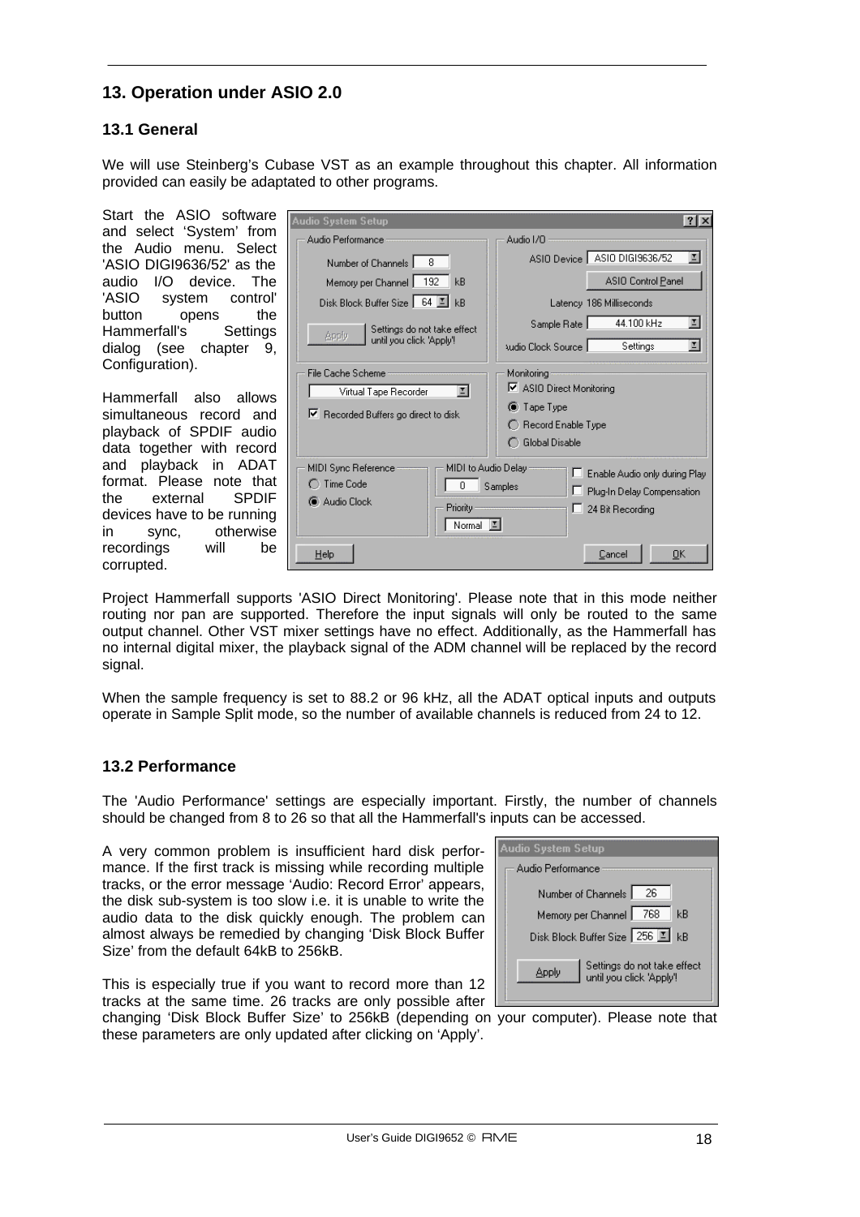## 13. Operation under ASIO 2.0

### 13.1 General

We will use Steinberg's Cubase VST as an example throughout this chapter. All information provided can easily be adaptated to other programs.

Start the ASIO software and select 'System' from the Audio menu. Select 'ASIO DIGI9636/52' as the audio I/O device. The 'ASIO system control' button opens the Hammerfall's Settings dialog (see chapter 9, Configuration).

Hammerfall also allows simultaneous record and playback of SPDIF audio data together with record and playback in ADAT format. Please note that the external SPDIF devices have to be running in sync, otherwise recordings will be corrupted.

Project Hammerfall supports 'ASIO Direct Monitoring'. Please note that in this mode neither routing nor pan are supported. Therefore the input signals will only be routed to the same output channel. Other VST mixer settings have no effect. Additionally, as the Hammerfall has no internal digital mixer, the playback signal of the ADM channel will be replaced by the record signal.

When the sample frequency is set to 88.2 or 96 kHz, all the ADAT optical inputs and outputs operate in Sample Split mode, so the number of available channels is reduced from 24 to 12.

### 13.2 Performance

The 'Audio Performance' settings are especially important. Firstly, the number of channels should be changed from 8 to 26 so that all the Hammerfall's inputs can be accessed.

A very common problem is insufficient hard disk performance. If the first track is missing while recording multiple tracks, or the error message 'Audio: Record Error' appears, the disk sub-system is too slow i.e. it is unable to write the audio data to the disk quickly enough. The problem can almost always be remedied by changing 'Disk Block Buffer Size' from the default 64kB to 256kB.

This is especially true if you want to record more than 12 tracks at the same time. 26 tracks are only possible after changing 'Disk Block Buffer Size' to 256kB (depending on your computer). Please note that these parameters are only updated after clicking on 'Apply'.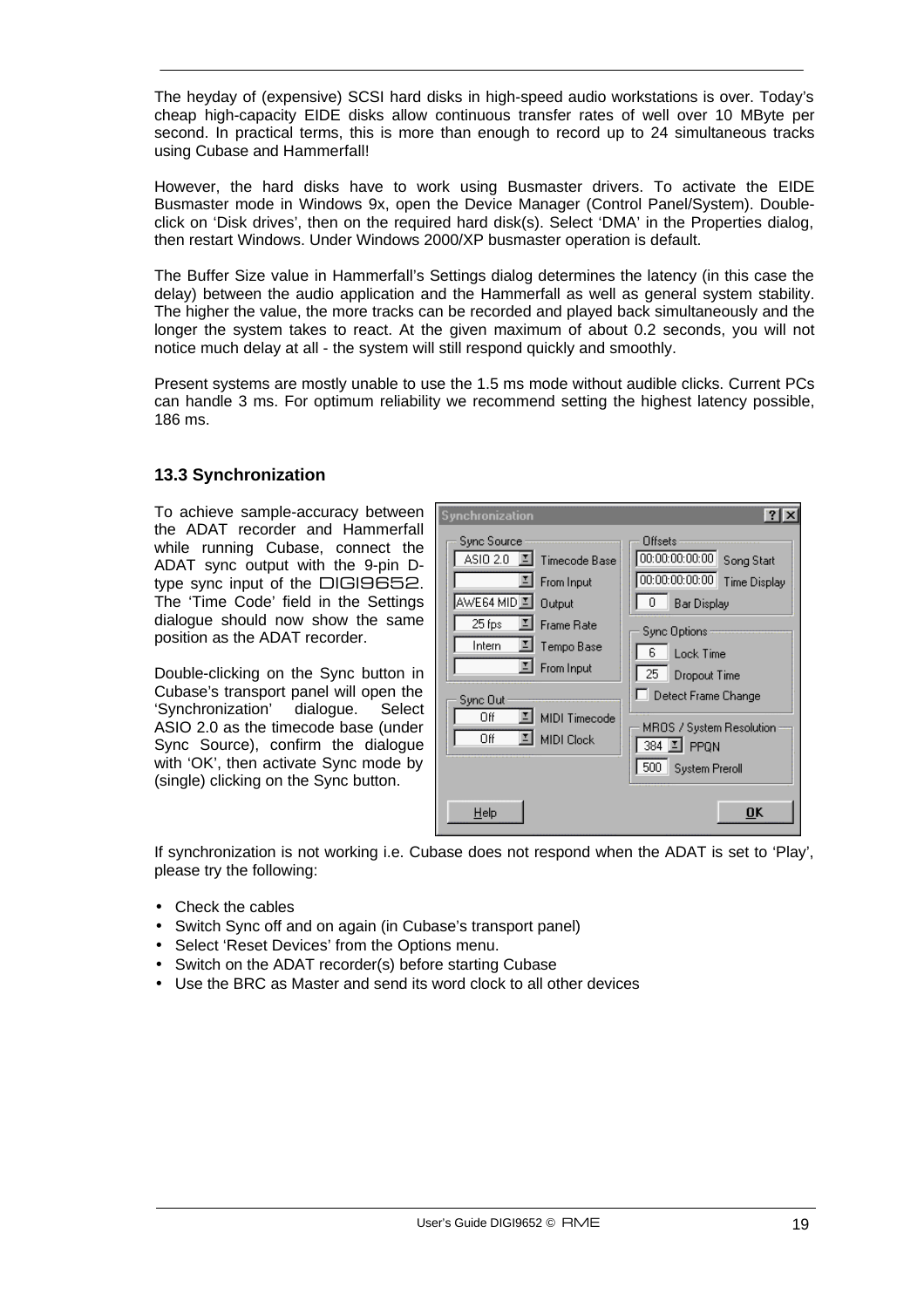The heyday of (expensive) SCSI hard disks in high-speed audio workstations is over. Today's cheap high-capacity EIDE disks allow continuous transfer rates of well over 10 MByte per second. In practical terms, this is more than enough to record up to 24 simultaneous tracks using Cubase and Hammerfall!

However, the hard disks have to work using Busmaster drivers. To activate the EIDE Busmaster mode in Windows 9x, open the Device Manager (Control Panel/System). Double-click on 'Disk drives', then on the required hard disk(s). Select 'DMA' in the Properties dialog, then restart Windows. Under Windows 2000/XP busmaster operation is default.

The Buffer Size value in Hammerfall's Settings dialog determines the latency (in this case the delay) between the audio application and the Hammerfall as well as general system stability. The higher the value, the more tracks can be recorded and played back simultaneously and the longer the system takes to react. At the given maximum of about 0.2 seconds, you will not notice much delay at all - the system will still respond quickly and smoothly.

Present systems are mostly unable to use the 1.5 ms mode without audible clicks. Current PCs can handle 3 ms. For optimum reliability we recommend setting the highest latency possible, 186 ms.

### 13.3 Synchronization

To achieve sample-accuracy between the ADAT recorder and Hammerfall while running Cubase, connect the ADAT sync output with the 9-pin D-type sync input of the DIGI9652. The 'Time Code' field in the Settings dialogue should now show the same position as the ADAT recorder.

Double-clicking on the Sync button in Cubase's transport panel will open the 'Synchronization' dialogue. Select ASIO 2.0 as the timecode base (under Sync Source), confirm the dialogue with 'OK', then activate Sync mode by (single) clicking on the Sync button.

If synchronization is not working i.e. Cubase does not respond when the ADAT is set to 'Play', please try the following:

- Check the cables
- Switch Sync off and on again (in Cubase's transport panel)
- Select 'Reset Devices' from the Options menu.
- Switch on the ADAT recorder(s) before starting Cubase
- Use the BRC as Master and send its word clock to all other devices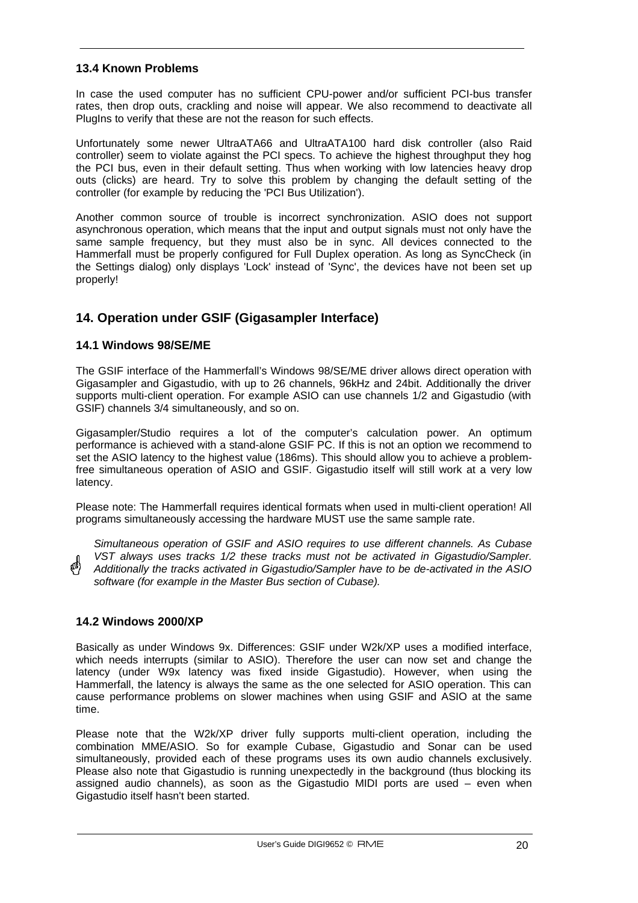### 13.4 Known Problems

In case the used computer has no sufficient CPU-power and/or sufficient PCI-bus transfer rates, then drop outs, crackling and noise will appear. We also recommend to deactivate all PlugIns to verify that these are not the reason for such effects.

Unfortunately some newer UltraATA66 and UltraATA100 hard disk controller (also Raid controller) seem to violate against the PCI specs. To achieve the highest throughput they hog the PCI bus, even in their default setting. Thus when working with low latencies heavy drop outs (clicks) are heard. Try to solve this problem by changing the default setting of the controller (for example by reducing the 'PCI Bus Utilization').

Another common source of trouble is incorrect synchronization. ASIO does not support asynchronous operation, which means that the input and output signals must not only have the same sample frequency, but they must also be in sync. All devices connected to the Hammerfall must be properly configured for Full Duplex operation. As long as SyncCheck (in the Settings dialog) only displays 'Lock' instead of 'Sync', the devices have not been set up properly!

## 14. Operation under GSIF (Gigasampler Interface)

### 14.1 Windows 98/SE/ME

The GSIF interface of the Hammerfall's Windows 98/SE/ME driver allows direct operation with Gigasampler and Gigastudio, with up to 26 channels, 96kHz and 24bit. Additionally the driver supports multi-client operation. For example ASIO can use channels 1/2 and Gigastudio (with GSIF) channels 3/4 simultaneously, and so on.

Gigasampler/Studio requires a lot of the computer's calculation power. An optimum performance is achieved with a stand-alone GSIF PC. If this is not an option we recommend to set the ASIO latency to the highest value (186ms). This should allow you to achieve a problem-free simultaneous operation of ASIO and GSIF. Gigastudio itself will still work at a very low latency.

Please note: The Hammerfall requires identical formats when used in multi-client operation! All programs simultaneously accessing the hardware MUST use the same sample rate.

*Simultaneous operation of GSIF and ASIO requires to use different channels. As Cubase VST always uses tracks 1/2 these tracks must not be activated in Gigastudio/Sampler. Additionally the tracks activated in Gigastudio/Sampler have to be de-activated in the ASIO software (for example in the Master Bus section of Cubase).*

### 14.2 Windows 2000/XP

Basically as under Windows 9x. Differences: GSIF under W2k/XP uses a modified interface, which needs interrupts (similar to ASIO). Therefore the user can now set and change the latency (under W9x latency was fixed inside Gigastudio). However, when using the Hammerfall, the latency is always the same as the one selected for ASIO operation. This can cause performance problems on slower machines when using GSIF and ASIO at the same time.

Please note that the W2k/XP driver fully supports multi-client operation, including the combination MME/ASIO. So for example Cubase, Gigastudio and Sonar can be used simultaneously, provided each of these programs uses its own audio channels exclusively. Please also note that Gigastudio is running unexpectedly in the background (thus blocking its assigned audio channels), as soon as the Gigastudio MIDI ports are used – even when Gigastudio itself hasn't been started.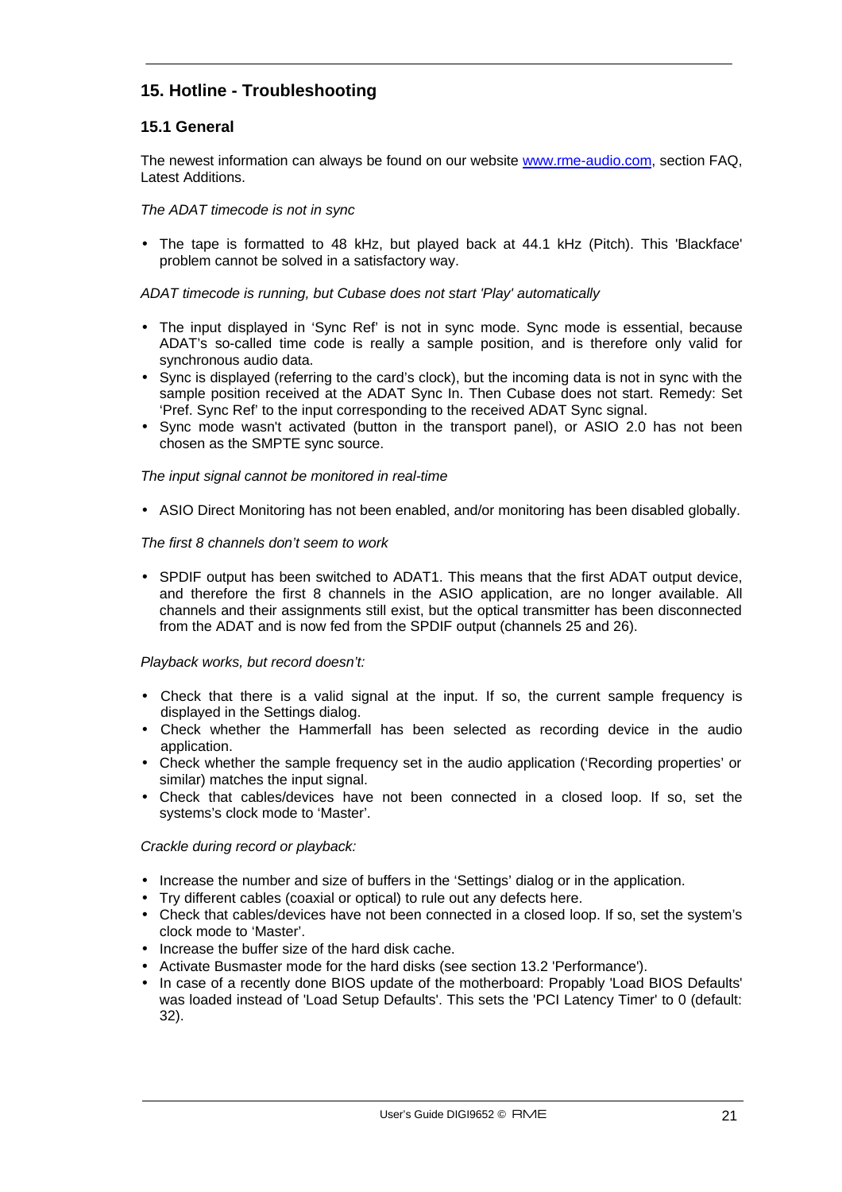## 15. Hotline - Troubleshooting

### 15.1 General

The newest information can always be found on our website [www.rme-audio.com](http://www.rme-audio.com), section FAQ, Latest Additions.

*The ADAT timecode is not in sync*

- The tape is formatted to 48 kHz, but played back at 44.1 kHz (Pitch). This 'Blackface' problem cannot be solved in a satisfactory way.

*ADAT timecode is running, but Cubase does not start 'Play' automatically*

- The input displayed in 'Sync Ref' is not in sync mode. Sync mode is essential, because ADAT's so-called time code is really a sample position, and is therefore only valid for synchronous audio data.
- Sync is displayed (referring to the card's clock), but the incoming data is not in sync with the sample position received at the ADAT Sync In. Then Cubase does not start. Remedy: Set 'Pref. Sync Ref' to the input corresponding to the received ADAT Sync signal.
- Sync mode wasn't activated (button in the transport panel), or ASIO 2.0 has not been chosen as the SMPTE sync source.

*The input signal cannot be monitored in real-time*

- ASIO Direct Monitoring has not been enabled, and/or monitoring has been disabled globally.

*The first 8 channels don't seem to work*

- SPDIF output has been switched to ADAT1. This means that the first ADAT output device, and therefore the first 8 channels in the ASIO application, are no longer available. All channels and their assignments still exist, but the optical transmitter has been disconnected from the ADAT and is now fed from the SPDIF output (channels 25 and 26).

*Playback works, but record doesn't:*

- Check that there is a valid signal at the input. If so, the current sample frequency is displayed in the Settings dialog.
- Check whether the Hammerfall has been selected as recording device in the audio application.
- Check whether the sample frequency set in the audio application ('Recording properties' or similar) matches the input signal.
- Check that cables/devices have not been connected in a closed loop. If so, set the systems's clock mode to 'Master'.

*Crackle during record or playback:*

- Increase the number and size of buffers in the 'Settings' dialog or in the application.
- Try different cables (coaxial or optical) to rule out any defects here.
- Check that cables/devices have not been connected in a closed loop. If so, set the system's clock mode to 'Master'.
- Increase the buffer size of the hard disk cache.
- Activate Busmaster mode for the hard disks (see section 13.2 'Performance').
- In case of a recently done BIOS update of the motherboard: Propably 'Load BIOS Defaults' was loaded instead of 'Load Setup Defaults'. This sets the 'PCI Latency Timer' to 0 (default: 32).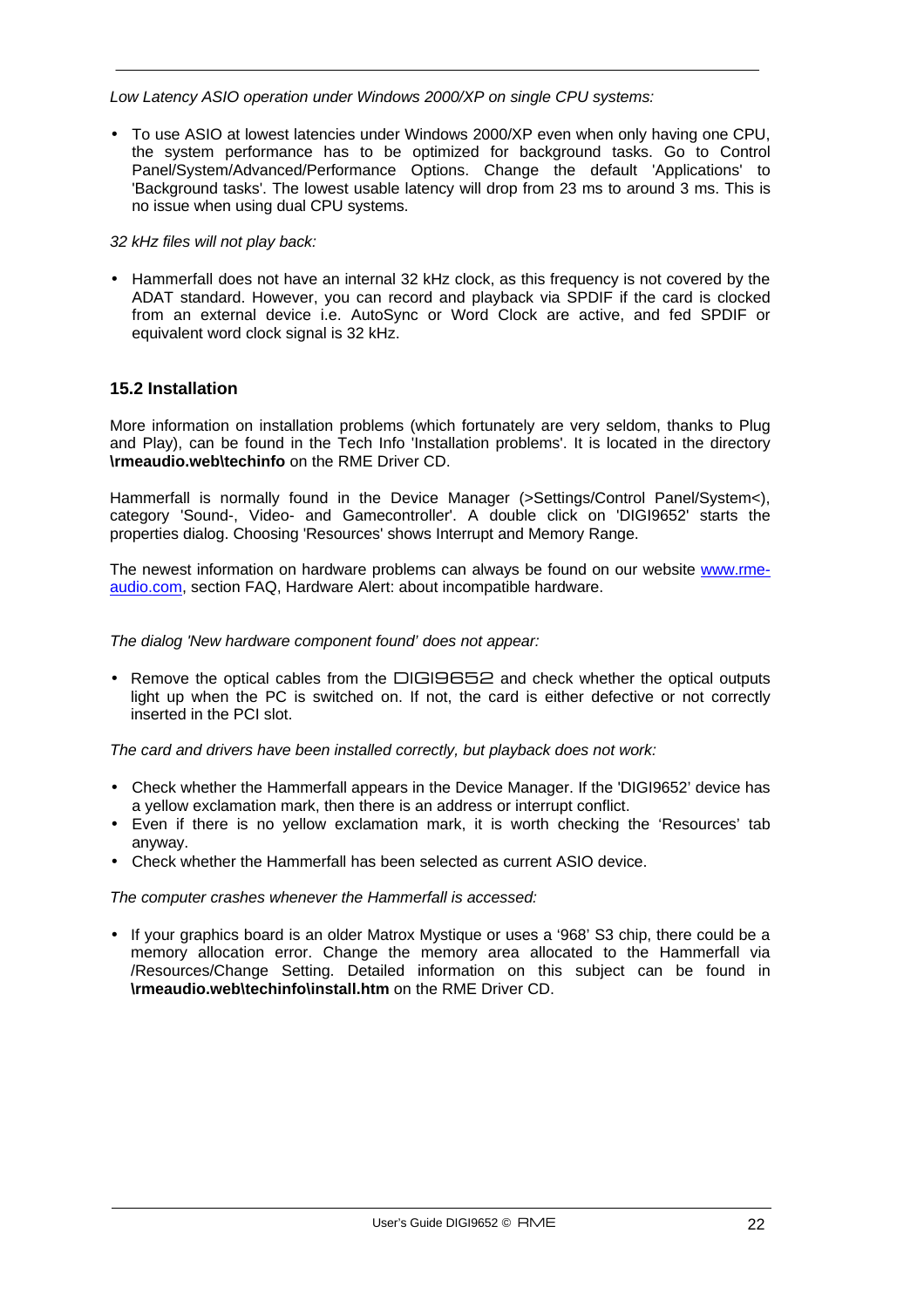*Low Latency ASIO operation under Windows 2000/XP on single CPU systems:*

- To use ASIO at lowest latencies under Windows 2000/XP even when only having one CPU, the system performance has to be optimized for background tasks. Go to Control Panel/System/Advanced/Performance Options. Change the default 'Applications' to 'Background tasks'. The lowest usable latency will drop from 23 ms to around 3 ms. This is no issue when using dual CPU systems.

*32 kHz files will not play back:*

- Hammerfall does not have an internal 32 kHz clock, as this frequency is not covered by the ADAT standard. However, you can record and playback via SPDIF if the card is clocked from an external device i.e. AutoSync or Word Clock are active, and fed SPDIF or equivalent word clock signal is 32 kHz.

### 15.2 Installation

More information on installation problems (which fortunately are very seldom, thanks to Plug and Play), can be found in the Tech Info 'Installation problems'. It is located in the directory **\rmeaudio.web\techinfo** on the RME Driver CD.

Hammerfall is normally found in the Device Manager (>Settings/Control Panel/System<), category 'Sound-, Video- and Gamecontroller'. A double click on 'DIGI9652' starts the properties dialog. Choosing 'Resources' shows Interrupt and Memory Range.

The newest information on hardware problems can always be found on our website www.rme-audio.com, section FAQ, Hardware Alert: about incompatible hardware.

*The dialog 'New hardware component found' does not appear:*

- Remove the optical cables from the DIGI9652 and check whether the optical outputs light up when the PC is switched on. If not, the card is either defective or not correctly inserted in the PCI slot.

*The card and drivers have been installed correctly, but playback does not work:*

- Check whether the Hammerfall appears in the Device Manager. If the 'DIGI9652' device has a yellow exclamation mark, then there is an address or interrupt conflict.
- Even if there is no yellow exclamation mark, it is worth checking the 'Resources' tab anyway.
- Check whether the Hammerfall has been selected as current ASIO device.

*The computer crashes whenever the Hammerfall is accessed:*

- If your graphics board is an older Matrox Mystique or uses a '968' S3 chip, there could be a memory allocation error. Change the memory area allocated to the Hammerfall via /Resources/Change Setting. Detailed information on this subject can be found in **\rmeaudio.web\techinfo\install.htm** on the RME Driver CD.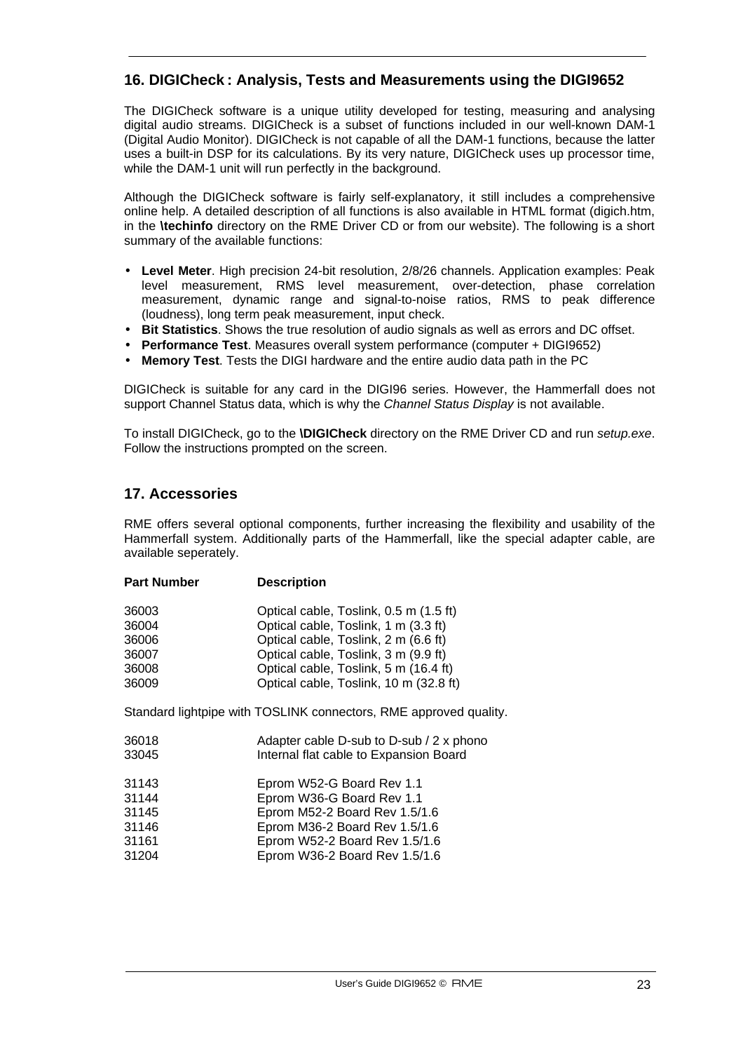## 16. DIGICheck : Analysis, Tests and Measurements using the DIGI9652

The DIGICheck software is a unique utility developed for testing, measuring and analysing digital audio streams. DIGICheck is a subset of functions included in our well-known DAM-1 (Digital Audio Monitor). DIGICheck is not capable of all the DAM-1 functions, because the latter uses a built-in DSP for its calculations. By its very nature, DIGICheck uses up processor time, while the DAM-1 unit will run perfectly in the background.

Although the DIGICheck software is fairly self-explanatory, it still includes a comprehensive online help. A detailed description of all functions is also available in HTML format (digich.htm, in the **\techinfo** directory on the RME Driver CD or from our website). The following is a short summary of the available functions:

- **Level Meter**. High precision 24-bit resolution, 2/8/26 channels. Application examples: Peak level measurement, RMS level measurement, over-detection, phase correlation measurement, dynamic range and signal-to-noise ratios, RMS to peak difference (loudness), long term peak measurement, input check.
- **Bit Statistics**. Shows the true resolution of audio signals as well as errors and DC offset.
- **Performance Test**. Measures overall system performance (computer + DIGI9652)
- **Memory Test**. Tests the DIGI hardware and the entire audio data path in the PC

DIGICheck is suitable for any card in the DIGI96 series. However, the Hammerfall does not support Channel Status data, which is why the *Channel Status Display* is not available.

To install DIGICheck, go to the **\DIGICheck** directory on the RME Driver CD and run *setup.exe*. Follow the instructions prompted on the screen.

## 17. Accessories

RME offers several optional components, further increasing the flexibility and usability of the Hammerfall system. Additionally parts of the Hammerfall, like the special adapter cable, are available seperately.

| Part Number | Description |
|---|---|
| 36003 | Optical cable, Toslink, 0.5 m (1.5 ft) |
| 36004 | Optical cable, Toslink, 1 m (3.3 ft) |
| 36006 | Optical cable, Toslink, 2 m (6.6 ft) |
| 36007 | Optical cable, Toslink, 3 m (9.9 ft) |
| 36008 | Optical cable, Toslink, 5 m (16.4 ft) |
| 36009 | Optical cable, Toslink, 10 m (32.8 ft) |

Standard lightpipe with TOSLINK connectors, RME approved quality.

| | |
|---|---|
| 36018 | Adapter cable D-sub to D-sub / 2 x phono |
| 33045 | Internal flat cable to Expansion Board |
| 31143 | Eprom W52-G Board Rev 1.1 |
| 31144 | Eprom W36-G Board Rev 1.1 |
| 31145 | Eprom M52-2 Board Rev 1.5/1.6 |
| 31146 | Eprom M36-2 Board Rev 1.5/1.6 |
| 31161 | Eprom W52-2 Board Rev 1.5/1.6 |
| 31204 | Eprom W36-2 Board Rev 1.5/1.6 |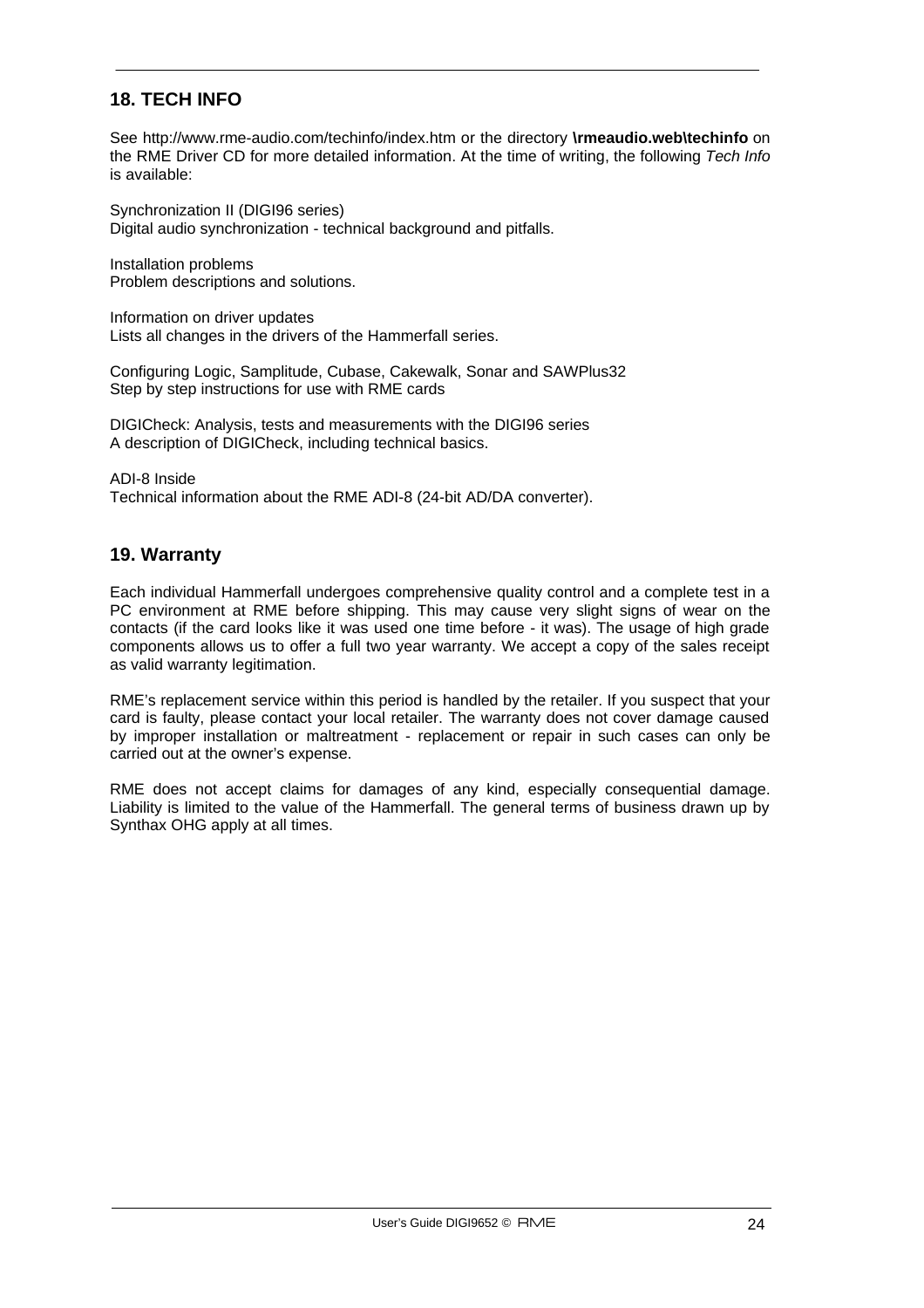## 18. TECH INFO

See http://www.rme-audio.com/techinfo/index.htm or the directory **\rmeaudio.web\techinfo** on the RME Driver CD for more detailed information. At the time of writing, the following *Tech Info* is available:

Synchronization II (DIGI96 series)
Digital audio synchronization - technical background and pitfalls.

Installation problems
Problem descriptions and solutions.

Information on driver updates
Lists all changes in the drivers of the Hammerfall series.

Configuring Logic, Samplitude, Cubase, Cakewalk, Sonar and SAWPlus32
Step by step instructions for use with RME cards

DIGICheck: Analysis, tests and measurements with the DIGI96 series
A description of DIGICheck, including technical basics.

ADI-8 Inside
Technical information about the RME ADI-8 (24-bit AD/DA converter).

## 19. Warranty

Each individual Hammerfall undergoes comprehensive quality control and a complete test in a PC environment at RME before shipping. This may cause very slight signs of wear on the contacts (if the card looks like it was used one time before - it was). The usage of high grade components allows us to offer a full two year warranty. We accept a copy of the sales receipt as valid warranty legitimation.

RME's replacement service within this period is handled by the retailer. If you suspect that your card is faulty, please contact your local retailer. The warranty does not cover damage caused by improper installation or maltreatment - replacement or repair in such cases can only be carried out at the owner's expense.

RME does not accept claims for damages of any kind, especially consequential damage. Liability is limited to the value of the Hammerfall. The general terms of business drawn up by Synthax OHG apply at all times.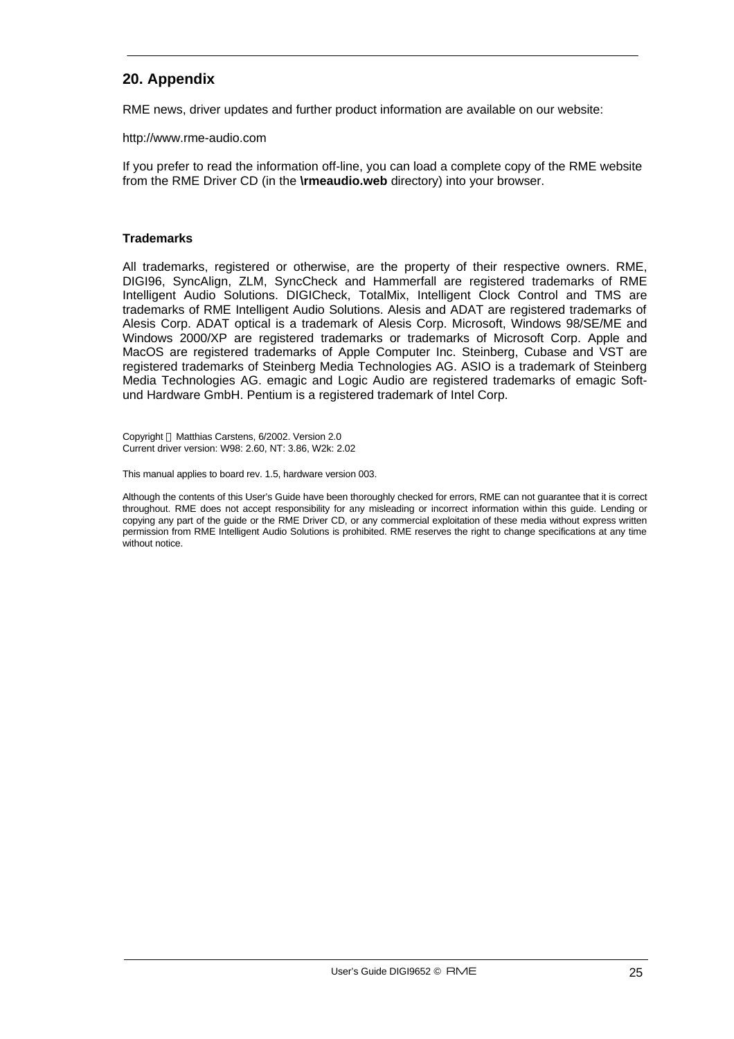## 20. Appendix

RME news, driver updates and further product information are available on our website:

http://www.rme-audio.com

If you prefer to read the information off-line, you can load a complete copy of the RME website from the RME Driver CD (in the **\rmeaudio.web** directory) into your browser.

**Trademarks**

All trademarks, registered or otherwise, are the property of their respective owners. RME, DIGI96, SyncAlign, ZLM, SyncCheck and Hammerfall are registered trademarks of RME Intelligent Audio Solutions. DIGICheck, TotalMix, Intelligent Clock Control and TMS are trademarks of RME Intelligent Audio Solutions. Alesis and ADAT are registered trademarks of Alesis Corp. ADAT optical is a trademark of Alesis Corp. Microsoft, Windows 98/SE/ME and Windows 2000/XP are registered trademarks or trademarks of Microsoft Corp. Apple and MacOS are registered trademarks of Apple Computer Inc. Steinberg, Cubase and VST are registered trademarks of Steinberg Media Technologies AG. ASIO is a trademark of Steinberg Media Technologies AG. emagic and Logic Audio are registered trademarks of emagic Soft- und Hardware GmbH. Pentium is a registered trademark of Intel Corp.

Copyright © Matthias Carstens, 6/2002. Version 2.0
Current driver version: W98: 2.60, NT: 3.86, W2k: 2.02

This manual applies to board rev. 1.5, hardware version 003.

Although the contents of this User's Guide have been thoroughly checked for errors, RME can not guarantee that it is correct throughout. RME does not accept responsibility for any misleading or incorrect information within this guide. Lending or copying any part of the guide or the RME Driver CD, or any commercial exploitation of these media without express written permission from RME Intelligent Audio Solutions is prohibited. RME reserves the right to change specifications at any time without notice.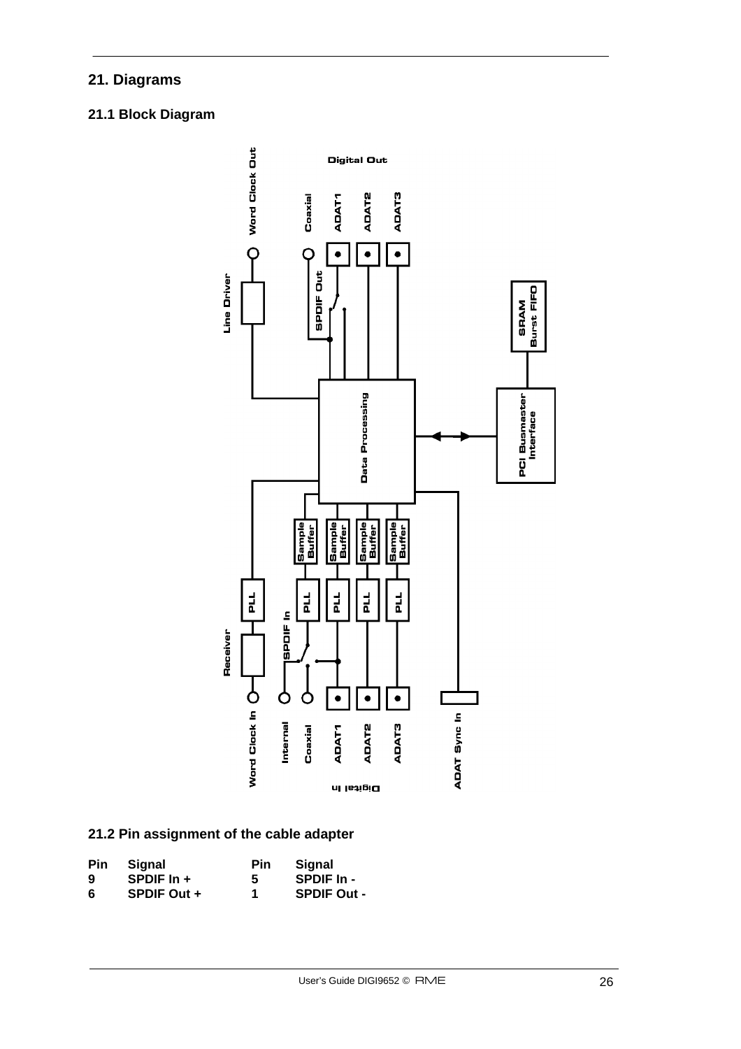## 21. Diagrams

### 21.1 Block Diagram

### 21.2 Pin assignment of the cable adapter

| Pin | Signal | Pin | Signal |
|---|---|---|---|
| 9 | SPDIF In + | 5 | SPDIF In - |
| 6 | SPDIF Out + | 1 | SPDIF Out - |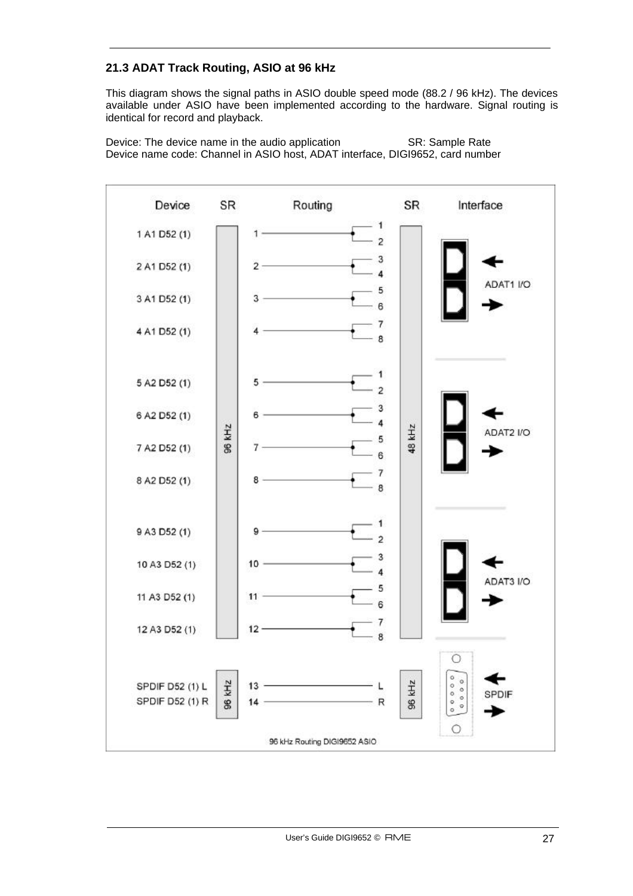### 21.3 ADAT Track Routing, ASIO at 96 kHz

This diagram shows the signal paths in ASIO double speed mode (88.2 / 96 kHz). The devices available under ASIO have been implemented according to the hardware. Signal routing is identical for record and playback.

Device: The device name in the audio application SR: Sample Rate
Device name code: Channel in ASIO host, ADAT interface, DIGI9652, card number

| Device | SR | Routing | | SR | Interface |
|---|---|---|---|---|---|
| 1 A1 D52 (1) | 96 kHz | 1 | 1, 2 | 48 kHz | ADAT1 I/O |
| 2 A1 D52 (1) | | 2 | 3, 4 | | |
| 3 A1 D52 (1) | | 3 | 5, 6 | | |
| 4 A1 D52 (1) | | 4 | 7, 8 | | |
| 5 A2 D52 (1) | | 5 | 1, 2 | | ADAT2 I/O |
| 6 A2 D52 (1) | | 6 | 3, 4 | | |
| 7 A2 D52 (1) | | 7 | 5, 6 | | |
| 8 A2 D52 (1) | | 8 | 7, 8 | | |
| 9 A3 D52 (1) | | 9 | 1, 2 | | ADAT3 I/O |
| 10 A3 D52 (1) | | 10 | 3, 4 | | |
| 11 A3 D52 (1) | | 11 | 5, 6 | | |
| 12 A3 D52 (1) | | 12 | 7, 8 | | |
| SPDIF D52 (1) L | 96 kHz | 13 | L | 96 kHz | SPDIF |
| SPDIF D52 (1) R | | 14 | R | | |

96 kHz Routing DIGI9652 ASIO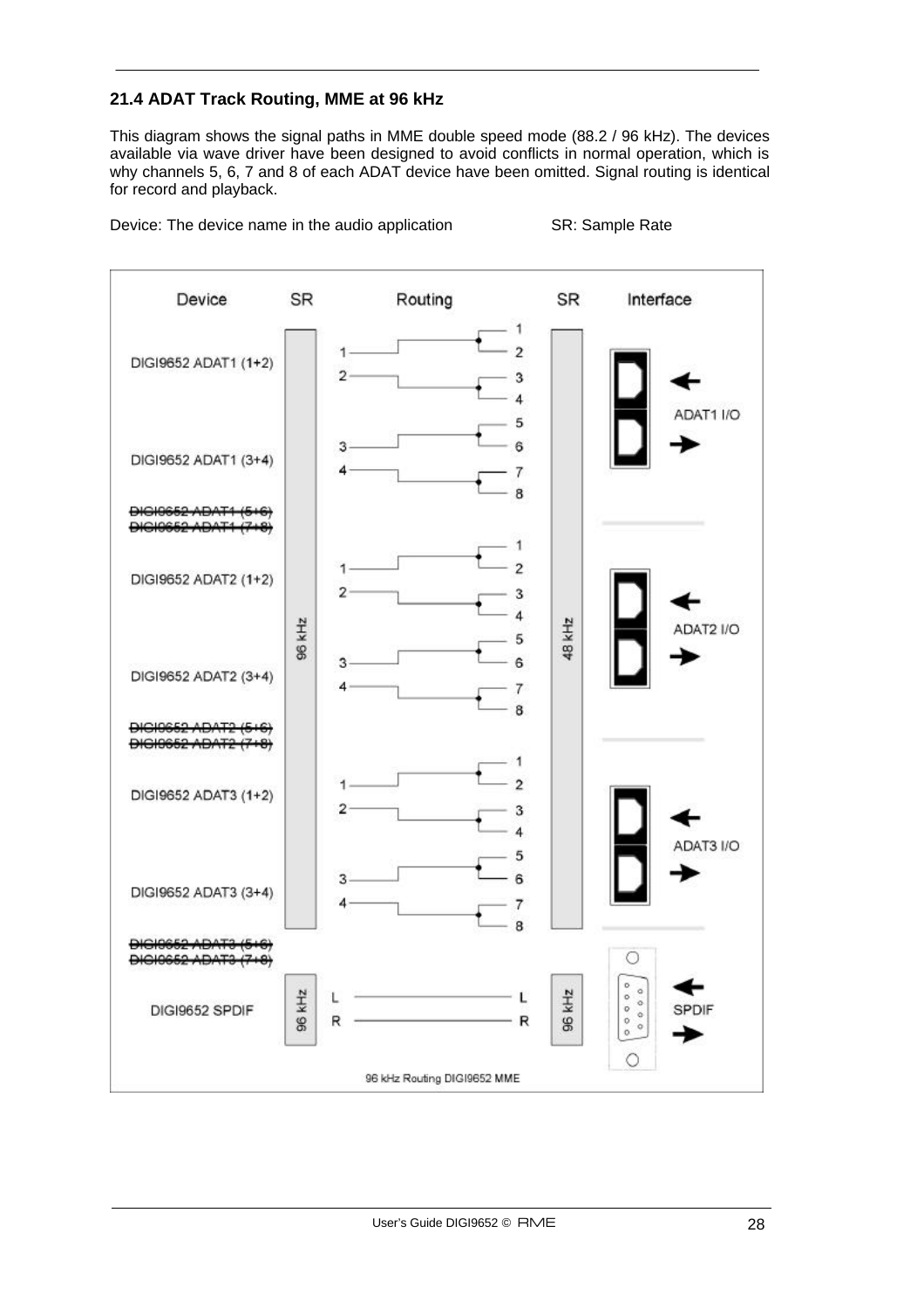## 21.4 ADAT Track Routing, MME at 96 kHz

This diagram shows the signal paths in MME double speed mode (88.2 / 96 kHz). The devices available via wave driver have been designed to avoid conflicts in normal operation, which is why channels 5, 6, 7 and 8 of each ADAT device have been omitted. Signal routing is identical for record and playback.

Device: The device name in the audio application SR: Sample Rate

| Device | SR | Routing | SR | Interface |
|---|---|---|---|---|
| DIGI9652 ADAT1 (1+2) | 96 kHz | 1 → 1, 2; 2 → 3, 4 | 48 kHz | ADAT1 I/O |
| DIGI9652 ADAT1 (3+4) | 96 kHz | 3 → 5, 6; 4 → 7, 8 | 48 kHz | ADAT1 I/O |
| ~~DIGI9652 ADAT1 (5+6)~~ | | | | |
| ~~DIGI9652 ADAT1 (7+8)~~ | | | | |
| DIGI9652 ADAT2 (1+2) | 96 kHz | 1 → 1, 2; 2 → 3, 4 | 48 kHz | ADAT2 I/O |
| DIGI9652 ADAT2 (3+4) | 96 kHz | 3 → 5, 6; 4 → 7, 8 | 48 kHz | ADAT2 I/O |
| ~~DIGI9652 ADAT2 (5+6)~~ | | | | |
| ~~DIGI9652 ADAT2 (7+8)~~ | | | | |
| DIGI9652 ADAT3 (1+2) | 96 kHz | 1 → 1, 2; 2 → 3, 4 | 48 kHz | ADAT3 I/O |
| DIGI9652 ADAT3 (3+4) | 96 kHz | 3 → 5, 6; 4 → 7, 8 | 48 kHz | ADAT3 I/O |
| ~~DIGI9652 ADAT3 (5+6)~~ | | | | |
| ~~DIGI9652 ADAT3 (7+8)~~ | | | | |
| DIGI9652 SPDIF | 96 kHz | L → L; R → R | 96 kHz | SPDIF |

96 kHz Routing DIGI9652 MME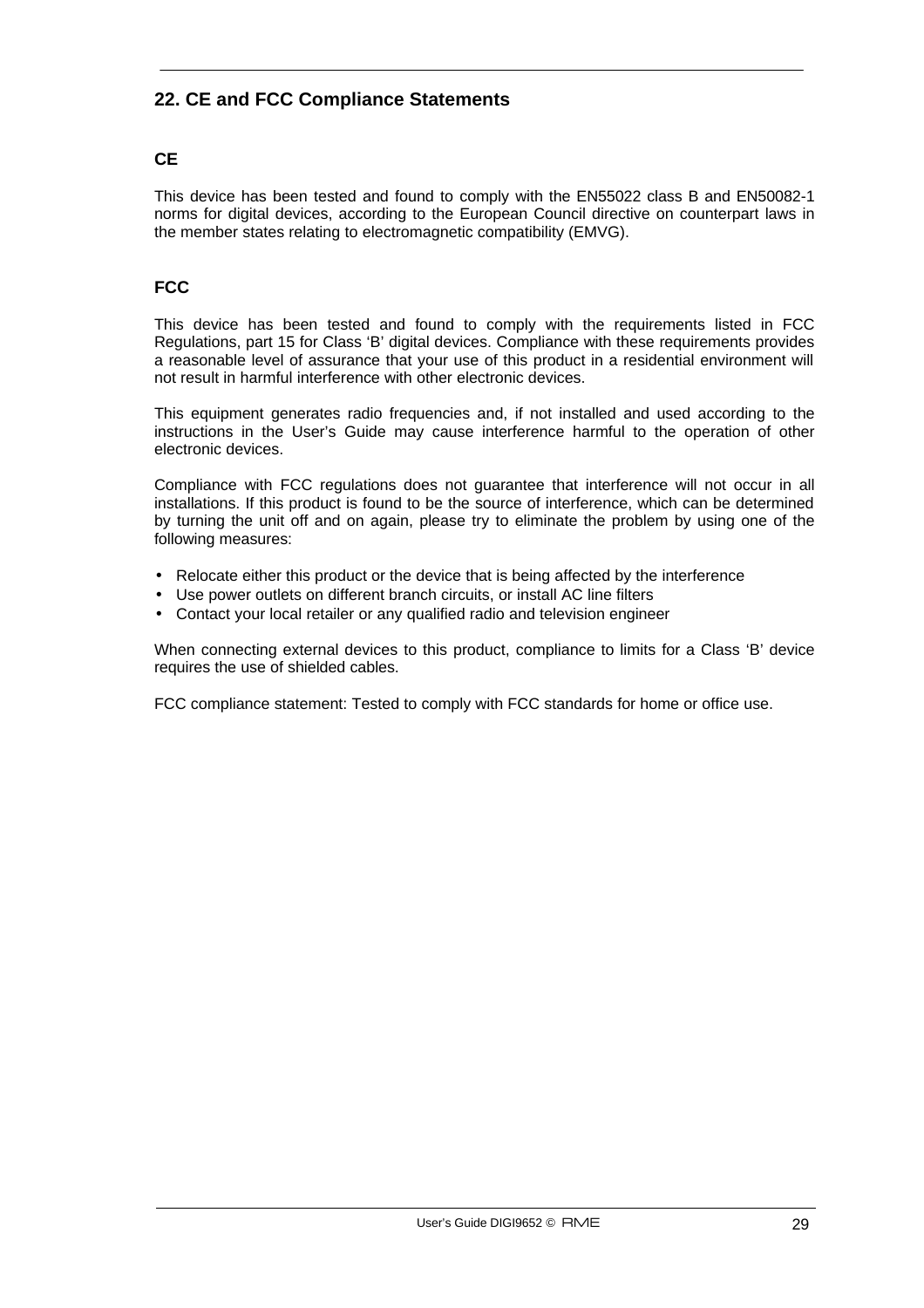## 22. CE and FCC Compliance Statements

### CE

This device has been tested and found to comply with the EN55022 class B and EN50082-1 norms for digital devices, according to the European Council directive on counterpart laws in the member states relating to electromagnetic compatibility (EMVG).

### FCC

This device has been tested and found to comply with the requirements listed in FCC Regulations, part 15 for Class ‘B’ digital devices. Compliance with these requirements provides a reasonable level of assurance that your use of this product in a residential environment will not result in harmful interference with other electronic devices.

This equipment generates radio frequencies and, if not installed and used according to the instructions in the User’s Guide may cause interference harmful to the operation of other electronic devices.

Compliance with FCC regulations does not guarantee that interference will not occur in all installations. If this product is found to be the source of interference, which can be determined by turning the unit off and on again, please try to eliminate the problem by using one of the following measures:

- Relocate either this product or the device that is being affected by the interference
- Use power outlets on different branch circuits, or install AC line filters
- Contact your local retailer or any qualified radio and television engineer

When connecting external devices to this product, compliance to limits for a Class ‘B’ device requires the use of shielded cables.

FCC compliance statement: Tested to comply with FCC standards for home or office use.